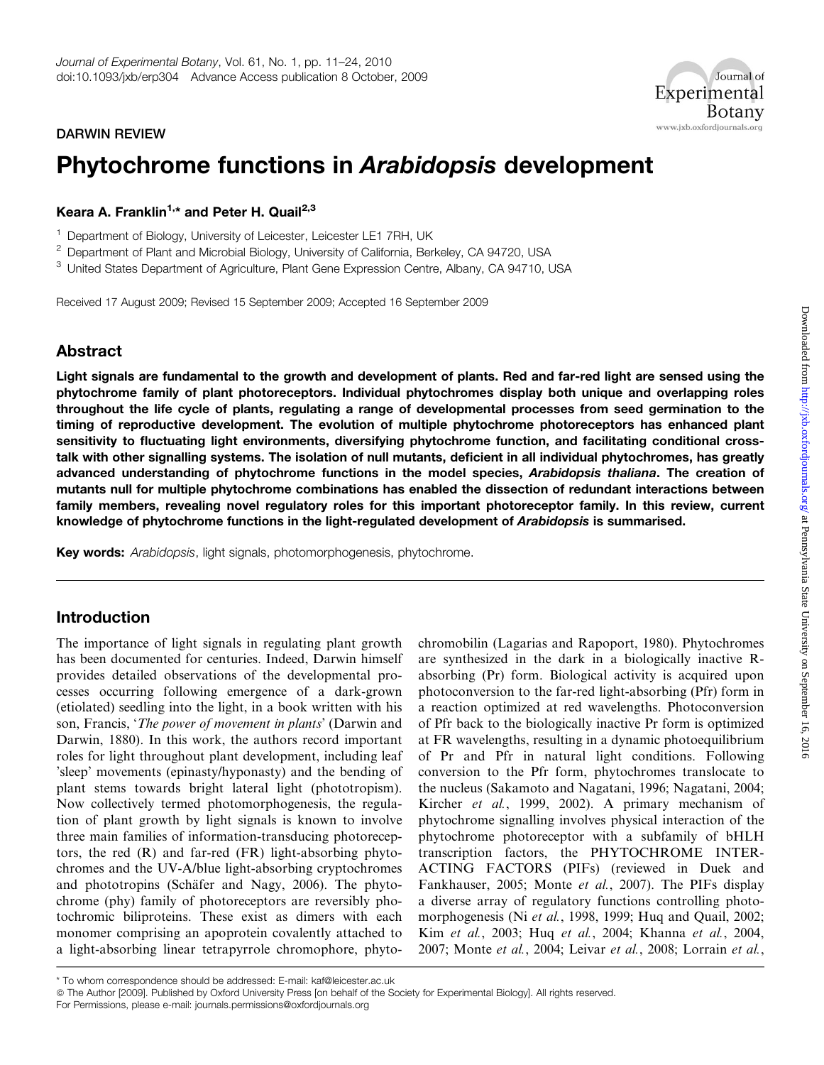DARWIN REVIEW

# Phytochrome functions in *Arabidopsis* development

**Keara A. Franklin[1,*] and Peter H. Quail[2,3]**

[1] Department of Biology, University of Leicester, Leicester LE1 7RH, UK

[2] Department of Plant and Microbial Biology, University of California, Berkeley, CA 94720, USA

[3] United States Department of Agriculture, Plant Gene Expression Centre, Albany, CA 94710, USA

Received 17 August 2009; Revised 15 September 2009; Accepted 16 September 2009

## Abstract

**Light signals are fundamental to the growth and development of plants. Red and far-red light are sensed using the phytochrome family of plant photoreceptors. Individual phytochromes display both unique and overlapping roles throughout the life cycle of plants, regulating a range of developmental processes from seed germination to the timing of reproductive development. The evolution of multiple phytochrome photoreceptors has enhanced plant sensitivity to fluctuating light environments, diversifying phytochrome function, and facilitating conditional cross-talk with other signalling systems. The isolation of null mutants, deficient in all individual phytochromes, has greatly advanced understanding of phytochrome functions in the model species, *Arabidopsis thaliana*. The creation of mutants null for multiple phytochrome combinations has enabled the dissection of redundant interactions between family members, revealing novel regulatory roles for this important photoreceptor family. In this review, current knowledge of phytochrome functions in the light-regulated development of *Arabidopsis* is summarised.**

**Key words:** *Arabidopsis*, light signals, photomorphogenesis, phytochrome.

## Introduction

The importance of light signals in regulating plant growth has been documented for centuries. Indeed, Darwin himself provides detailed observations of the developmental processes occurring following emergence of a dark-grown (etiolated) seedling into the light, in a book written with his son, Francis, '*The power of movement in plants*' (Darwin and Darwin, 1880). In this work, the authors record important roles for light throughout plant development, including leaf 'sleep' movements (epinasty/hyponasty) and the bending of plant stems towards bright lateral light (phototropism). Now collectively termed photomorphogenesis, the regulation of plant growth by light signals is known to involve three main families of information-transducing photoreceptors, the red (R) and far-red (FR) light-absorbing phytochromes and the UV-A/blue light-absorbing cryptochromes and phototropins (Schäfer and Nagy, 2006). The phytochrome (phy) family of photoreceptors are reversibly photochromic biliproteins. These exist as dimers with each monomer comprising an apoprotein covalently attached to a light-absorbing linear tetrapyrrole chromophore, phytochromobilin (Lagarias and Rapoport, 1980). Phytochromes are synthesized in the dark in a biologically inactive R-absorbing (Pr) form. Biological activity is acquired upon photoconversion to the far-red light-absorbing (Pfr) form in a reaction optimized at red wavelengths. Photoconversion of Pfr back to the biologically inactive Pr form is optimized at FR wavelengths, resulting in a dynamic photoequilibrium of Pr and Pfr in natural light conditions. Following conversion to the Pfr form, phytochromes translocate to the nucleus (Sakamoto and Nagatani, 1996; Nagatani, 2004; Kircher *et al.*, 1999, 2002). A primary mechanism of phytochrome signalling involves physical interaction of the phytochrome photoreceptor with a subfamily of bHLH transcription factors, the PHYTOCHROME INTERACTING FACTORS (PIFs) (reviewed in Duek and Fankhauser, 2005; Monte *et al.*, 2007). The PIFs display a diverse array of regulatory functions controlling photomorphogenesis (Ni *et al.*, 1998, 1999; Huq and Quail, 2002; Kim *et al.*, 2003; Huq *et al.*, 2004; Khanna *et al.*, 2004, 2007; Monte *et al.*, 2004; Leivar *et al.*, 2008; Lorrain *et al.*,

\* To whom correspondence should be addressed: E-mail: kaf@leicester.ac.uk

© The Author [2009]. Published by Oxford University Press [on behalf of the Society for Experimental Biology]. All rights reserved.
For Permissions, please e-mail: journals.permissions@oxfordjournals.org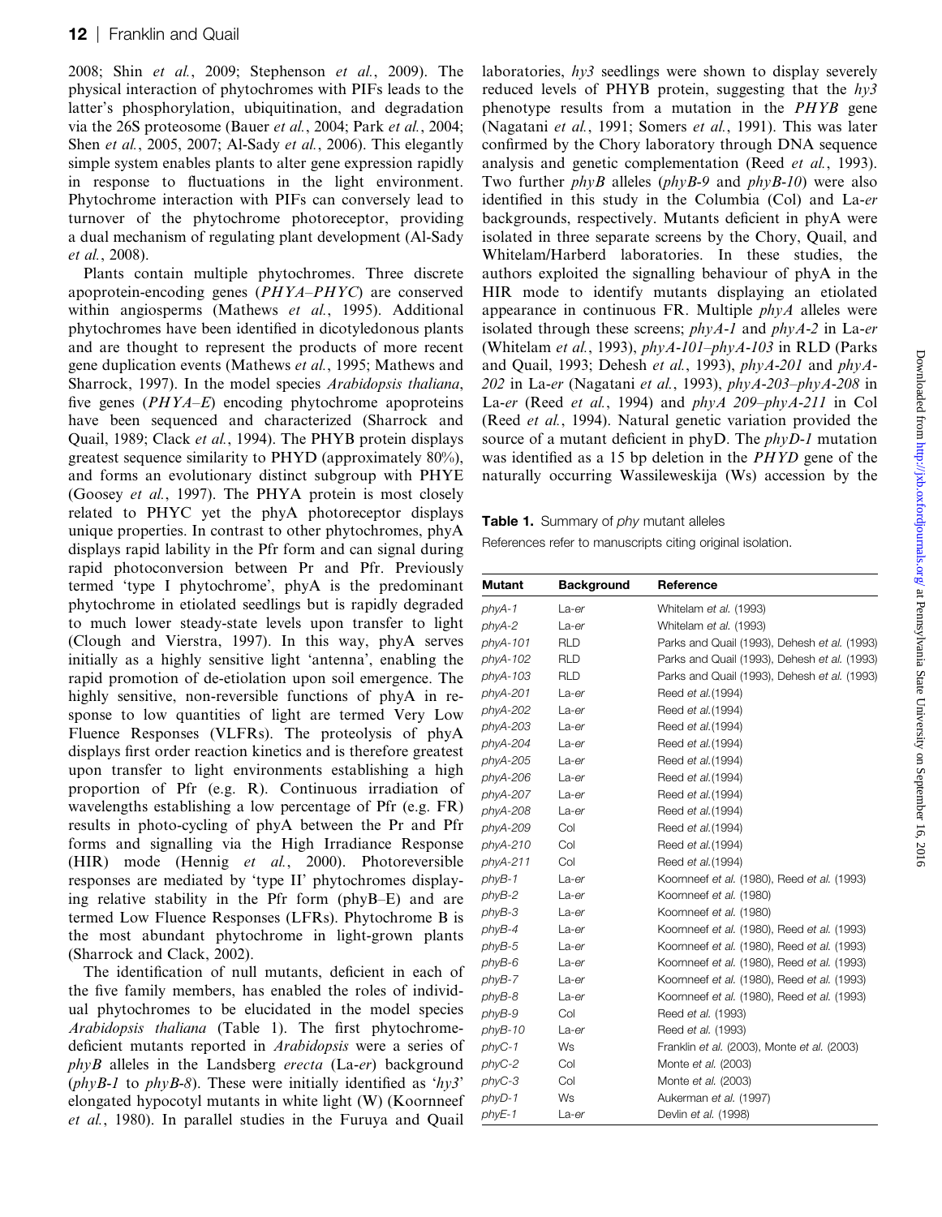2008; Shin *et al.*, 2009; Stephenson *et al.*, 2009). The physical interaction of phytochromes with PIFs leads to the latter's phosphorylation, ubiquitination, and degradation via the 26S proteosome (Bauer *et al.*, 2004; Park *et al.*, 2004; Shen *et al.*, 2005, 2007; Al-Sady *et al.*, 2006). This elegantly simple system enables plants to alter gene expression rapidly in response to fluctuations in the light environment. Phytochrome interaction with PIFs can conversely lead to turnover of the phytochrome photoreceptor, providing a dual mechanism of regulating plant development (Al-Sady *et al.*, 2008).

Plants contain multiple phytochromes. Three discrete apoprotein-encoding genes (*PHYA–PHYC*) are conserved within angiosperms (Mathews *et al.*, 1995). Additional phytochromes have been identified in dicotyledonous plants and are thought to represent the products of more recent gene duplication events (Mathews *et al.*, 1995; Mathews and Sharrock, 1997). In the model species *Arabidopsis thaliana*, five genes (*PHYA–E*) encoding phytochrome apoproteins have been sequenced and characterized (Sharrock and Quail, 1989; Clack *et al.*, 1994). The PHYB protein displays greatest sequence similarity to PHYD (approximately 80%), and forms an evolutionary distinct subgroup with PHYE (Goosey *et al.*, 1997). The PHYA protein is most closely related to PHYC yet the phyA photoreceptor displays unique properties. In contrast to other phytochromes, phyA displays rapid lability in the Pfr form and can signal during rapid photoconversion between Pr and Pfr. Previously termed 'type I phytochrome', phyA is the predominant phytochrome in etiolated seedlings but is rapidly degraded to much lower steady-state levels upon transfer to light (Clough and Vierstra, 1997). In this way, phyA serves initially as a highly sensitive light 'antenna', enabling the rapid promotion of de-etiolation upon soil emergence. The highly sensitive, non-reversible functions of phyA in response to low quantities of light are termed Very Low Fluence Responses (VLFRs). The proteolysis of phyA displays first order reaction kinetics and is therefore greatest upon transfer to light environments establishing a high proportion of Pfr (e.g. R). Continuous irradiation of wavelengths establishing a low percentage of Pfr (e.g. FR) results in photo-cycling of phyA between the Pr and Pfr forms and signalling via the High Irradiance Response (HIR) mode (Hennig *et al.*, 2000). Photoreversible responses are mediated by 'type II' phytochromes displaying relative stability in the Pfr form (phyB–E) and are termed Low Fluence Responses (LFRs). Phytochrome B is the most abundant phytochrome in light-grown plants (Sharrock and Clack, 2002).

The identification of null mutants, deficient in each of the five family members, has enabled the roles of individual phytochromes to be elucidated in the model species *Arabidopsis thaliana* (Table 1). The first phytochrome-deficient mutants reported in *Arabidopsis* were a series of *phyB* alleles in the Landsberg *erecta* (La-*er*) background (*phyB-1* to *phyB-8*). These were initially identified as '*hy3*' elongated hypocotyl mutants in white light (W) (Koornneef *et al.*, 1980). In parallel studies in the Furuya and Quail laboratories, *hy3* seedlings were shown to display severely reduced levels of PHYB protein, suggesting that the *hy3* phenotype results from a mutation in the *PHYB* gene (Nagatani *et al.*, 1991; Somers *et al.*, 1991). This was later confirmed by the Chory laboratory through DNA sequence analysis and genetic complementation (Reed *et al.*, 1993). Two further *phyB* alleles (*phyB-9* and *phyB-10*) were also identified in this study in the Columbia (Col) and La-*er* backgrounds, respectively. Mutants deficient in phyA were isolated in three separate screens by the Chory, Quail, and Whitelam/Harberd laboratories. In these studies, the authors exploited the signalling behaviour of phyA in the HIR mode to identify mutants displaying an etiolated appearance in continuous FR. Multiple *phyA* alleles were isolated through these screens; *phyA-1* and *phyA-2* in La-*er* (Whitelam *et al.*, 1993), *phyA-101–phyA-103* in RLD (Parks and Quail, 1993; Dehesh *et al.*, 1993), *phyA-201* and *phyA-202* in La-*er* (Nagatani *et al.*, 1993), *phyA-203–phyA-208* in La-*er* (Reed *et al.*, 1994) and *phyA 209–phyA-211* in Col (Reed *et al.*, 1994). Natural genetic variation provided the source of a mutant deficient in phyD. The *phyD-1* mutation was identified as a 15 bp deletion in the *PHYD* gene of the naturally occurring Wassileweskija (Ws) accession by the

**Table 1.** Summary of *phy* mutant alleles

References refer to manuscripts citing original isolation.

| Mutant | Background | Reference |
|---|---|---|
| *phyA-1* | La-*er* | Whitelam *et al.* (1993) |
| *phyA-2* | La-*er* | Whitelam *et al.* (1993) |
| *phyA-101* | RLD | Parks and Quail (1993), Dehesh *et al.* (1993) |
| *phyA-102* | RLD | Parks and Quail (1993), Dehesh *et al.* (1993) |
| *phyA-103* | RLD | Parks and Quail (1993), Dehesh *et al.* (1993) |
| *phyA-201* | La-*er* | Reed *et al.*(1994) |
| *phyA-202* | La-*er* | Reed *et al.*(1994) |
| *phyA-203* | La-*er* | Reed *et al.*(1994) |
| *phyA-204* | La-*er* | Reed *et al.*(1994) |
| *phyA-205* | La-*er* | Reed *et al.*(1994) |
| *phyA-206* | La-*er* | Reed *et al.*(1994) |
| *phyA-207* | La-*er* | Reed *et al.*(1994) |
| *phyA-208* | La-*er* | Reed *et al.*(1994) |
| *phyA-209* | Col | Reed *et al.*(1994) |
| *phyA-210* | Col | Reed *et al.*(1994) |
| *phyA-211* | Col | Reed *et al.*(1994) |
| *phyB-1* | La-*er* | Koornneef *et al.* (1980), Reed *et al.* (1993) |
| *phyB-2* | La-*er* | Koornneef *et al.* (1980) |
| *phyB-3* | La-*er* | Koornneef *et al.* (1980) |
| *phyB-4* | La-*er* | Koornneef *et al.* (1980), Reed *et al.* (1993) |
| *phyB-5* | La-*er* | Koornneef *et al.* (1980), Reed *et al.* (1993) |
| *phyB-6* | La-*er* | Koornneef *et al.* (1980), Reed *et al.* (1993) |
| *phyB-7* | La-*er* | Koornneef *et al.* (1980), Reed *et al.* (1993) |
| *phyB-8* | La-*er* | Koornneef *et al.* (1980), Reed *et al.* (1993) |
| *phyB-9* | Col | Reed *et al.* (1993) |
| *phyB-10* | La-*er* | Reed *et al.* (1993) |
| *phyC-1* | Ws | Franklin *et al.* (2003), Monte *et al.* (2003) |
| *phyC-2* | Col | Monte *et al.* (2003) |
| *phyC-3* | Col | Monte *et al.* (2003) |
| *phyD-1* | Ws | Aukerman *et al.* (1997) |
| *phyE-1* | La-*er* | Devlin *et al.* (1998) |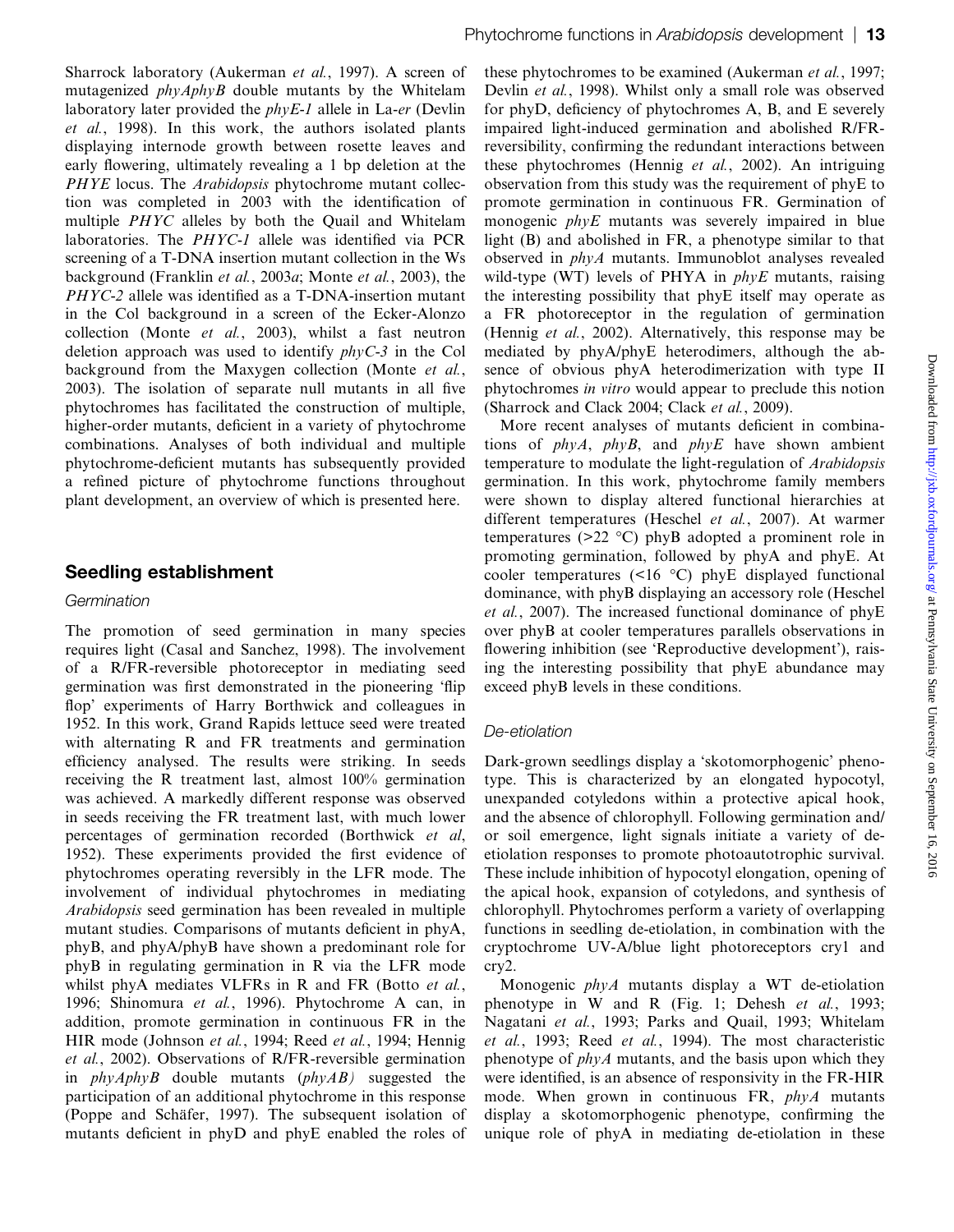Sharrock laboratory (Aukerman *et al.*, 1997). A screen of mutagenized *phyAphyB* double mutants by the Whitelam laboratory later provided the *phyE-1* allele in La-*er* (Devlin *et al.*, 1998). In this work, the authors isolated plants displaying internode growth between rosette leaves and early flowering, ultimately revealing a 1 bp deletion at the *PHYE* locus. The *Arabidopsis* phytochrome mutant collection was completed in 2003 with the identification of multiple *PHYC* alleles by both the Quail and Whitelam laboratories. The *PHYC-1* allele was identified via PCR screening of a T-DNA insertion mutant collection in the Ws background (Franklin *et al.*, 2003*a*; Monte *et al.*, 2003), the *PHYC-2* allele was identified as a T-DNA-insertion mutant in the Col background in a screen of the Ecker-Alonzo collection (Monte *et al.*, 2003), whilst a fast neutron deletion approach was used to identify *phyC-3* in the Col background from the Maxygen collection (Monte *et al.*, 2003). The isolation of separate null mutants in all five phytochromes has facilitated the construction of multiple, higher-order mutants, deficient in a variety of phytochrome combinations. Analyses of both individual and multiple phytochrome-deficient mutants has subsequently provided a refined picture of phytochrome functions throughout plant development, an overview of which is presented here.

## Seedling establishment

### Germination

The promotion of seed germination in many species requires light (Casal and Sanchez, 1998). The involvement of a R/FR-reversible photoreceptor in mediating seed germination was first demonstrated in the pioneering 'flip flop' experiments of Harry Borthwick and colleagues in 1952. In this work, Grand Rapids lettuce seed were treated with alternating R and FR treatments and germination efficiency analysed. The results were striking. In seeds receiving the R treatment last, almost 100% germination was achieved. A markedly different response was observed in seeds receiving the FR treatment last, with much lower percentages of germination recorded (Borthwick *et al*, 1952). These experiments provided the first evidence of phytochromes operating reversibly in the LFR mode. The involvement of individual phytochromes in mediating *Arabidopsis* seed germination has been revealed in multiple mutant studies. Comparisons of mutants deficient in phyA, phyB, and phyA/phyB have shown a predominant role for phyB in regulating germination in R via the LFR mode whilst phyA mediates VLFRs in R and FR (Botto *et al.*, 1996; Shinomura *et al.*, 1996). Phytochrome A can, in addition, promote germination in continuous FR in the HIR mode (Johnson *et al.*, 1994; Reed *et al.*, 1994; Hennig *et al.*, 2002). Observations of R/FR-reversible germination in *phyAphyB* double mutants (*phyAB)* suggested the participation of an additional phytochrome in this response (Poppe and Schäfer, 1997). The subsequent isolation of mutants deficient in phyD and phyE enabled the roles of these phytochromes to be examined (Aukerman *et al.*, 1997; Devlin *et al.*, 1998). Whilst only a small role was observed for phyD, deficiency of phytochromes A, B, and E severely impaired light-induced germination and abolished R/FR-reversibility, confirming the redundant interactions between these phytochromes (Hennig *et al.*, 2002). An intriguing observation from this study was the requirement of phyE to promote germination in continuous FR. Germination of monogenic *phyE* mutants was severely impaired in blue light (B) and abolished in FR, a phenotype similar to that observed in *phyA* mutants. Immunoblot analyses revealed wild-type (WT) levels of PHYA in *phyE* mutants, raising the interesting possibility that phyE itself may operate as a FR photoreceptor in the regulation of germination (Hennig *et al.*, 2002). Alternatively, this response may be mediated by phyA/phyE heterodimers, although the absence of obvious phyA heterodimerization with type II phytochromes *in vitro* would appear to preclude this notion (Sharrock and Clack 2004; Clack *et al.*, 2009).

More recent analyses of mutants deficient in combinations of *phyA*, *phyB*, and *phyE* have shown ambient temperature to modulate the light-regulation of *Arabidopsis* germination. In this work, phytochrome family members were shown to display altered functional hierarchies at different temperatures (Heschel *et al.*, 2007). At warmer temperatures (>22 °C) phyB adopted a prominent role in promoting germination, followed by phyA and phyE. At cooler temperatures (<16 °C) phyE displayed functional dominance, with phyB displaying an accessory role (Heschel *et al.*, 2007). The increased functional dominance of phyE over phyB at cooler temperatures parallels observations in flowering inhibition (see 'Reproductive development'), raising the interesting possibility that phyE abundance may exceed phyB levels in these conditions.

### De-etiolation

Dark-grown seedlings display a 'skotomorphogenic' phenotype. This is characterized by an elongated hypocotyl, unexpanded cotyledons within a protective apical hook, and the absence of chlorophyll. Following germination and/or soil emergence, light signals initiate a variety of de-etiolation responses to promote photoautotrophic survival. These include inhibition of hypocotyl elongation, opening of the apical hook, expansion of cotyledons, and synthesis of chlorophyll. Phytochromes perform a variety of overlapping functions in seedling de-etiolation, in combination with the cryptochrome UV-A/blue light photoreceptors cry1 and cry2.

Monogenic *phyA* mutants display a WT de-etiolation phenotype in W and R (Fig. 1; Dehesh *et al.*, 1993; Nagatani *et al.*, 1993; Parks and Quail, 1993; Whitelam *et al.*, 1993; Reed *et al.*, 1994). The most characteristic phenotype of *phyA* mutants, and the basis upon which they were identified, is an absence of responsivity in the FR-HIR mode. When grown in continuous FR, *phyA* mutants display a skotomorphogenic phenotype, confirming the unique role of phyA in mediating de-etiolation in these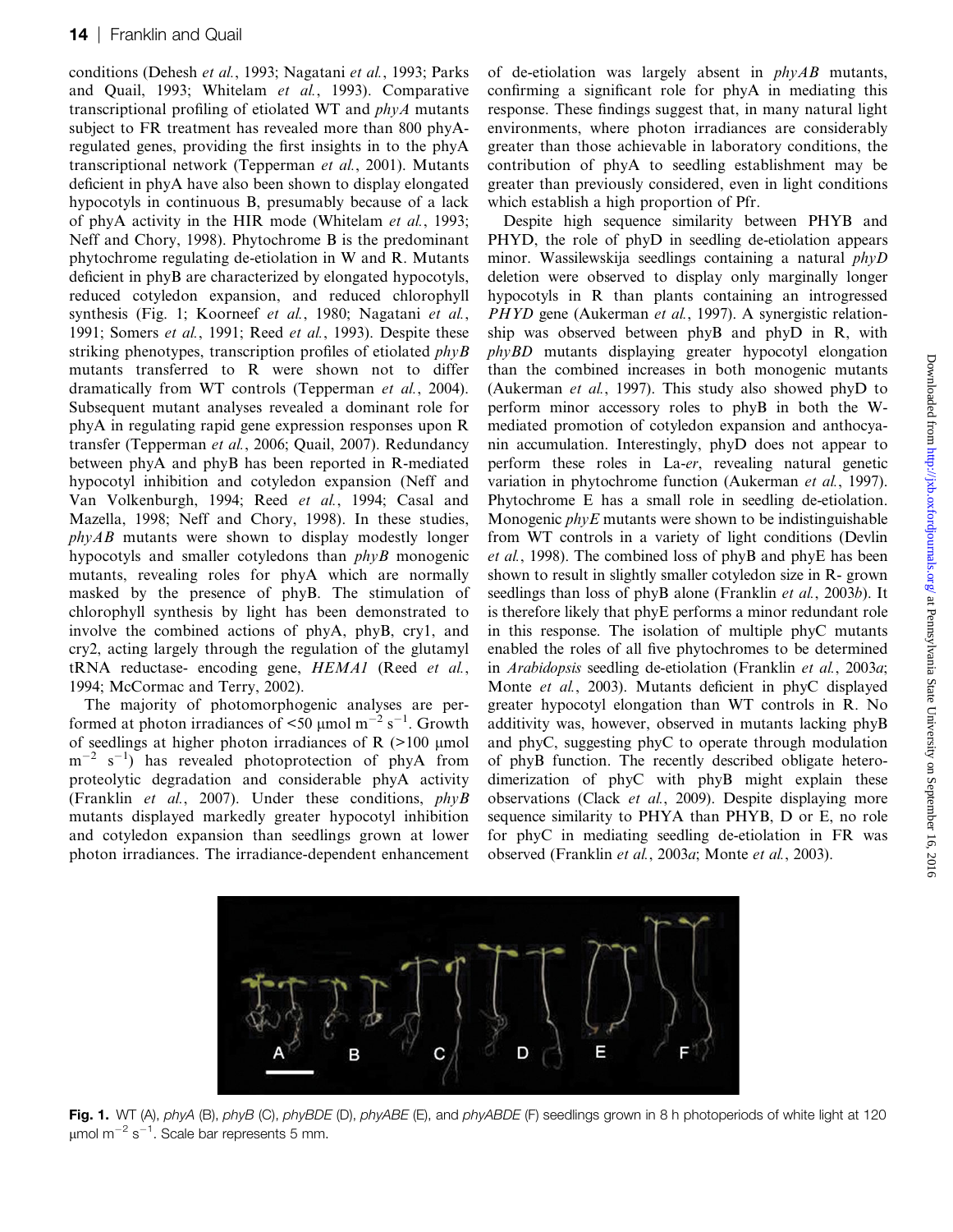conditions (Dehesh *et al.*, 1993; Nagatani *et al.*, 1993; Parks and Quail, 1993; Whitelam *et al.*, 1993). Comparative transcriptional profiling of etiolated WT and *phyA* mutants subject to FR treatment has revealed more than 800 phyA-regulated genes, providing the first insights in to the phyA transcriptional network (Tepperman *et al.*, 2001). Mutants deficient in phyA have also been shown to display elongated hypocotyls in continuous B, presumably because of a lack of phyA activity in the HIR mode (Whitelam *et al.*, 1993; Neff and Chory, 1998). Phytochrome B is the predominant phytochrome regulating de-etiolation in W and R. Mutants deficient in phyB are characterized by elongated hypocotyls, reduced cotyledon expansion, and reduced chlorophyll synthesis (Fig. 1; Koorneef *et al.*, 1980; Nagatani *et al.*, 1991; Somers *et al.*, 1991; Reed *et al.*, 1993). Despite these striking phenotypes, transcription profiles of etiolated *phyB* mutants transferred to R were shown not to differ dramatically from WT controls (Tepperman *et al.*, 2004). Subsequent mutant analyses revealed a dominant role for phyA in regulating rapid gene expression responses upon R transfer (Tepperman *et al.*, 2006; Quail, 2007). Redundancy between phyA and phyB has been reported in R-mediated hypocotyl inhibition and cotyledon expansion (Neff and Van Volkenburgh, 1994; Reed *et al.*, 1994; Casal and Mazella, 1998; Neff and Chory, 1998). In these studies, *phyAB* mutants were shown to display modestly longer hypocotyls and smaller cotyledons than *phyB* monogenic mutants, revealing roles for phyA which are normally masked by the presence of phyB. The stimulation of chlorophyll synthesis by light has been demonstrated to involve the combined actions of phyA, phyB, cry1, and cry2, acting largely through the regulation of the glutamyl tRNA reductase- encoding gene, *HEMA1* (Reed *et al.*, 1994; McCormac and Terry, 2002).

The majority of photomorphogenic analyses are performed at photon irradiances of <50 μmol $m^{-2}$ $s^{-1}$. Growth of seedlings at higher photon irradiances of R (>100 μmol $m^{-2}$ $s^{-1}$) has revealed photoprotection of phyA from proteolytic degradation and considerable phyA activity (Franklin *et al.*, 2007). Under these conditions, *phyB* mutants displayed markedly greater hypocotyl inhibition and cotyledon expansion than seedlings grown at lower photon irradiances. The irradiance-dependent enhancement of de-etiolation was largely absent in *phyAB* mutants, confirming a significant role for phyA in mediating this response. These findings suggest that, in many natural light environments, where photon irradiances are considerably greater than those achievable in laboratory conditions, the contribution of phyA to seedling establishment may be greater than previously considered, even in light conditions which establish a high proportion of Pfr.

Despite high sequence similarity between PHYB and PHYD, the role of phyD in seedling de-etiolation appears minor. Wassilewskija seedlings containing a natural *phyD* deletion were observed to display only marginally longer hypocotyls in R than plants containing an introgressed *PHYD* gene (Aukerman *et al.*, 1997). A synergistic relationship was observed between phyB and phyD in R, with *phyBD* mutants displaying greater hypocotyl elongation than the combined increases in both monogenic mutants (Aukerman *et al.*, 1997). This study also showed phyD to perform minor accessory roles to phyB in both the W-mediated promotion of cotyledon expansion and anthocyanin accumulation. Interestingly, phyD does not appear to perform these roles in La-*er*, revealing natural genetic variation in phytochrome function (Aukerman *et al.*, 1997). Phytochrome E has a small role in seedling de-etiolation. Monogenic *phyE* mutants were shown to be indistinguishable from WT controls in a variety of light conditions (Devlin *et al.*, 1998). The combined loss of phyB and phyE has been shown to result in slightly smaller cotyledon size in R- grown seedlings than loss of phyB alone (Franklin *et al.*, 2003*b*). It is therefore likely that phyE performs a minor redundant role in this response. The isolation of multiple phyC mutants enabled the roles of all five phytochromes to be determined in *Arabidopsis* seedling de-etiolation (Franklin *et al.*, 2003*a*; Monte *et al.*, 2003). Mutants deficient in phyC displayed greater hypocotyl elongation than WT controls in R. No additivity was, however, observed in mutants lacking phyB and phyC, suggesting phyC to operate through modulation of phyB function. The recently described obligate heterodimerization of phyC with phyB might explain these observations (Clack *et al.*, 2009). Despite displaying more sequence similarity to PHYA than PHYB, D or E, no role for phyC in mediating seedling de-etiolation in FR was observed (Franklin *et al.*, 2003*a*; Monte *et al.*, 2003).

**Fig. 1.** WT (A), *phyA* (B), *phyB* (C), *phyBDE* (D), *phyABE* (E), and *phyABDE* (F) seedlings grown in 8 h photoperiods of white light at 120 μmol $m^{-2}$ $s^{-1}$. Scale bar represents 5 mm.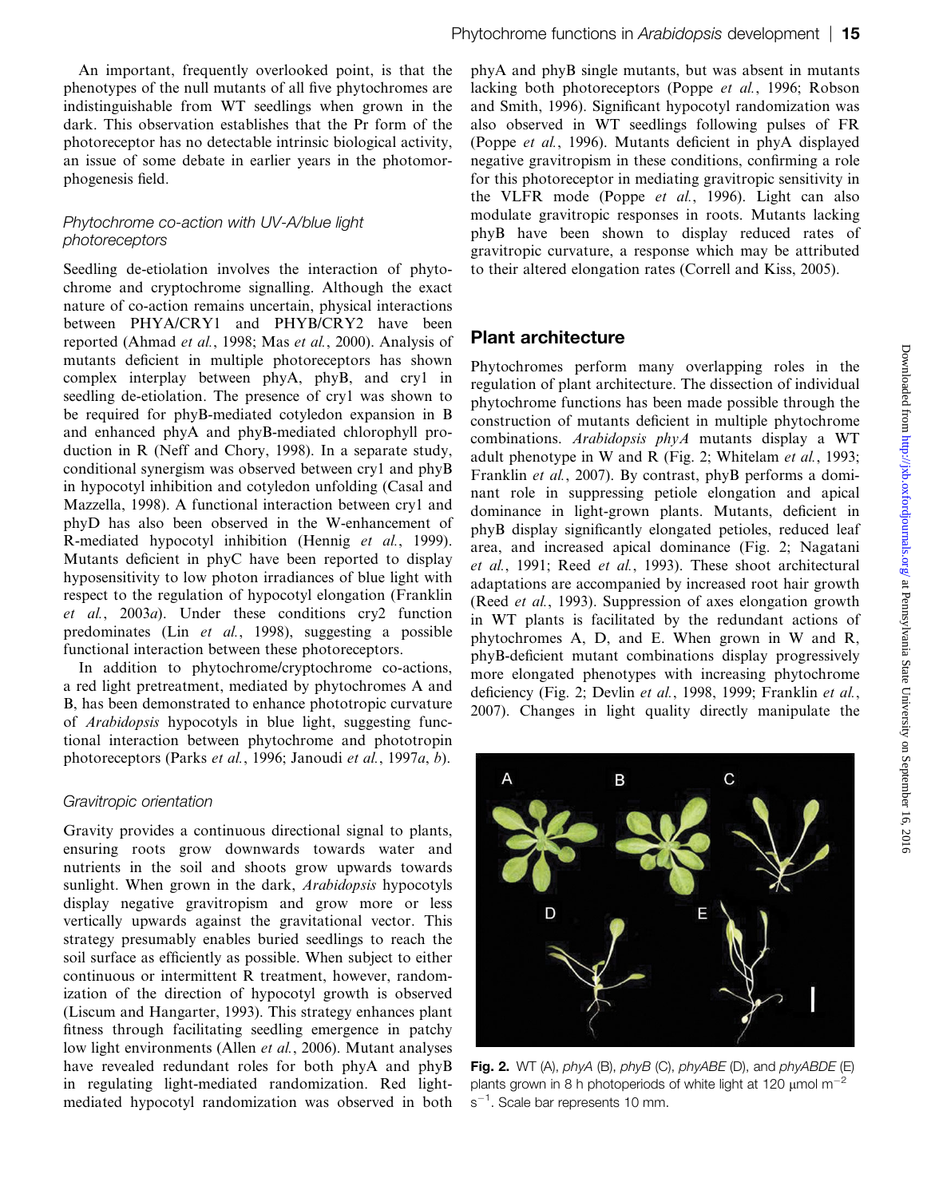An important, frequently overlooked point, is that the phenotypes of the null mutants of all five phytochromes are indistinguishable from WT seedlings when grown in the dark. This observation establishes that the Pr form of the photoreceptor has no detectable intrinsic biological activity, an issue of some debate in earlier years in the photomorphogenesis field.

### *Phytochrome co-action with UV-A/blue light photoreceptors*

Seedling de-etiolation involves the interaction of phytochrome and cryptochrome signalling. Although the exact nature of co-action remains uncertain, physical interactions between PHYA/CRY1 and PHYB/CRY2 have been reported (Ahmad *et al.*, 1998; Mas *et al.*, 2000). Analysis of mutants deficient in multiple photoreceptors has shown complex interplay between phyA, phyB, and cry1 in seedling de-etiolation. The presence of cry1 was shown to be required for phyB-mediated cotyledon expansion in B and enhanced phyA and phyB-mediated chlorophyll production in R (Neff and Chory, 1998). In a separate study, conditional synergism was observed between cry1 and phyB in hypocotyl inhibition and cotyledon unfolding (Casal and Mazzella, 1998). A functional interaction between cry1 and phyD has also been observed in the W-enhancement of R-mediated hypocotyl inhibition (Hennig *et al.*, 1999). Mutants deficient in phyC have been reported to display hyposensitivity to low photon irradiances of blue light with respect to the regulation of hypocotyl elongation (Franklin *et al.*, 2003*a*). Under these conditions cry2 function predominates (Lin *et al.*, 1998), suggesting a possible functional interaction between these photoreceptors.

In addition to phytochrome/cryptochrome co-actions, a red light pretreatment, mediated by phytochromes A and B, has been demonstrated to enhance phototropic curvature of *Arabidopsis* hypocotyls in blue light, suggesting functional interaction between phytochrome and phototropin photoreceptors (Parks *et al.*, 1996; Janoudi *et al.*, 1997*a*, *b*).

### *Gravitropic orientation*

Gravity provides a continuous directional signal to plants, ensuring roots grow downwards towards water and nutrients in the soil and shoots grow upwards towards sunlight. When grown in the dark, *Arabidopsis* hypocotyls display negative gravitropism and grow more or less vertically upwards against the gravitational vector. This strategy presumably enables buried seedlings to reach the soil surface as efficiently as possible. When subject to either continuous or intermittent R treatment, however, randomization of the direction of hypocotyl growth is observed (Liscum and Hangarter, 1993). This strategy enhances plant fitness through facilitating seedling emergence in patchy low light environments (Allen *et al.*, 2006). Mutant analyses have revealed redundant roles for both phyA and phyB in regulating light-mediated randomization. Red light-mediated hypocotyl randomization was observed in both phyA and phyB single mutants, but was absent in mutants lacking both photoreceptors (Poppe *et al.*, 1996; Robson and Smith, 1996). Significant hypocotyl randomization was also observed in WT seedlings following pulses of FR (Poppe *et al.*, 1996). Mutants deficient in phyA displayed negative gravitropism in these conditions, confirming a role for this photoreceptor in mediating gravitropic sensitivity in the VLFR mode (Poppe *et al.*, 1996). Light can also modulate gravitropic responses in roots. Mutants lacking phyB have been shown to display reduced rates of gravitropic curvature, a response which may be attributed to their altered elongation rates (Correll and Kiss, 2005).

## Plant architecture

Phytochromes perform many overlapping roles in the regulation of plant architecture. The dissection of individual phytochrome functions has been made possible through the construction of mutants deficient in multiple phytochrome combinations. *Arabidopsis phyA* mutants display a WT adult phenotype in W and R (Fig. 2; Whitelam *et al.*, 1993; Franklin *et al.*, 2007). By contrast, phyB performs a dominant role in suppressing petiole elongation and apical dominance in light-grown plants. Mutants, deficient in phyB display significantly elongated petioles, reduced leaf area, and increased apical dominance (Fig. 2; Nagatani *et al.*, 1991; Reed *et al.*, 1993). These shoot architectural adaptations are accompanied by increased root hair growth (Reed *et al.*, 1993). Suppression of axes elongation growth in WT plants is facilitated by the redundant actions of phytochromes A, D, and E. When grown in W and R, phyB-deficient mutant combinations display progressively more elongated phenotypes with increasing phytochrome deficiency (Fig. 2; Devlin *et al.*, 1998, 1999; Franklin *et al.*, 2007). Changes in light quality directly manipulate the

**Fig. 2.** WT (A), *phyA* (B), *phyB* (C), *phyABE* (D), and *phyABDE* (E) plants grown in 8 h photoperiods of white light at 120 μmol m$^{-2}$ s$^{-1}$. Scale bar represents 10 mm.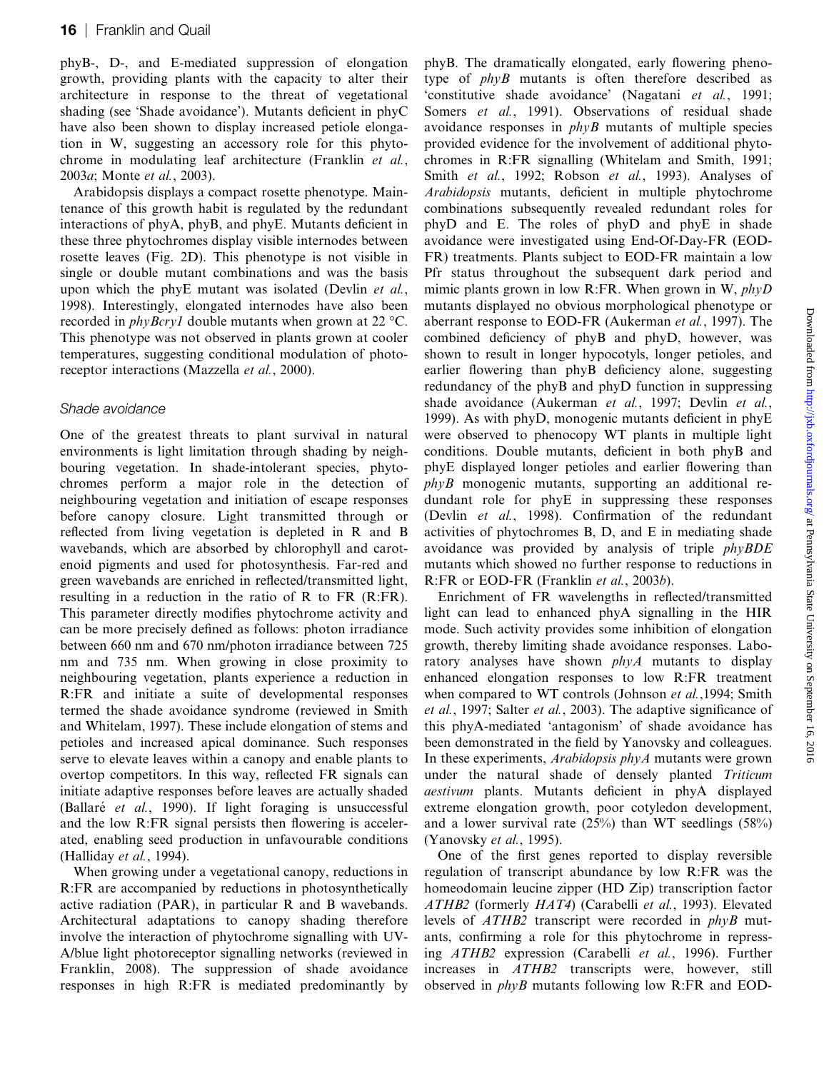phyB-, D-, and E-mediated suppression of elongation growth, providing plants with the capacity to alter their architecture in response to the threat of vegetational shading (see 'Shade avoidance'). Mutants deficient in phyC have also been shown to display increased petiole elongation in W, suggesting an accessory role for this phytochrome in modulating leaf architecture (Franklin *et al.*, 2003*a*; Monte *et al.*, 2003).

Arabidopsis displays a compact rosette phenotype. Maintenance of this growth habit is regulated by the redundant interactions of phyA, phyB, and phyE. Mutants deficient in these three phytochromes display visible internodes between rosette leaves (Fig. 2D). This phenotype is not visible in single or double mutant combinations and was the basis upon which the phyE mutant was isolated (Devlin *et al.*, 1998). Interestingly, elongated internodes have also been recorded in *phyBcry1* double mutants when grown at 22 °C. This phenotype was not observed in plants grown at cooler temperatures, suggesting conditional modulation of photoreceptor interactions (Mazzella *et al.*, 2000).

### Shade avoidance

One of the greatest threats to plant survival in natural environments is light limitation through shading by neighbouring vegetation. In shade-intolerant species, phytochromes perform a major role in the detection of neighbouring vegetation and initiation of escape responses before canopy closure. Light transmitted through or reflected from living vegetation is depleted in R and B wavebands, which are absorbed by chlorophyll and carotenoid pigments and used for photosynthesis. Far-red and green wavebands are enriched in reflected/transmitted light, resulting in a reduction in the ratio of R to FR (R:FR). This parameter directly modifies phytochrome activity and can be more precisely defined as follows: photon irradiance between 660 nm and 670 nm/photon irradiance between 725 nm and 735 nm. When growing in close proximity to neighbouring vegetation, plants experience a reduction in R:FR and initiate a suite of developmental responses termed the shade avoidance syndrome (reviewed in Smith and Whitelam, 1997). These include elongation of stems and petioles and increased apical dominance. Such responses serve to elevate leaves within a canopy and enable plants to overtop competitors. In this way, reflected FR signals can initiate adaptive responses before leaves are actually shaded (Ballaré *et al.*, 1990). If light foraging is unsuccessful and the low R:FR signal persists then flowering is accelerated, enabling seed production in unfavourable conditions (Halliday *et al.*, 1994).

When growing under a vegetational canopy, reductions in R:FR are accompanied by reductions in photosynthetically active radiation (PAR), in particular R and B wavebands. Architectural adaptations to canopy shading therefore involve the interaction of phytochrome signalling with UV-A/blue light photoreceptor signalling networks (reviewed in Franklin, 2008). The suppression of shade avoidance responses in high R:FR is mediated predominantly by phyB. The dramatically elongated, early flowering phenotype of *phyB* mutants is often therefore described as 'constitutive shade avoidance' (Nagatani *et al.*, 1991; Somers *et al.*, 1991). Observations of residual shade avoidance responses in *phyB* mutants of multiple species provided evidence for the involvement of additional phytochromes in R:FR signalling (Whitelam and Smith, 1991; Smith *et al.*, 1992; Robson *et al.*, 1993). Analyses of *Arabidopsis* mutants, deficient in multiple phytochrome combinations subsequently revealed redundant roles for phyD and E. The roles of phyD and phyE in shade avoidance were investigated using End-Of-Day-FR (EOD-FR) treatments. Plants subject to EOD-FR maintain a low Pfr status throughout the subsequent dark period and mimic plants grown in low R:FR. When grown in W, *phyD* mutants displayed no obvious morphological phenotype or aberrant response to EOD-FR (Aukerman *et al.*, 1997). The combined deficiency of phyB and phyD, however, was shown to result in longer hypocotyls, longer petioles, and earlier flowering than phyB deficiency alone, suggesting redundancy of the phyB and phyD function in suppressing shade avoidance (Aukerman *et al.*, 1997; Devlin *et al.*, 1999). As with phyD, monogenic mutants deficient in phyE were observed to phenocopy WT plants in multiple light conditions. Double mutants, deficient in both phyB and phyE displayed longer petioles and earlier flowering than *phyB* monogenic mutants, supporting an additional redundant role for phyE in suppressing these responses (Devlin *et al.*, 1998). Confirmation of the redundant activities of phytochromes B, D, and E in mediating shade avoidance was provided by analysis of triple *phyBDE* mutants which showed no further response to reductions in R:FR or EOD-FR (Franklin *et al.*, 2003*b*).

Enrichment of FR wavelengths in reflected/transmitted light can lead to enhanced phyA signalling in the HIR mode. Such activity provides some inhibition of elongation growth, thereby limiting shade avoidance responses. Laboratory analyses have shown *phyA* mutants to display enhanced elongation responses to low R:FR treatment when compared to WT controls (Johnson *et al.*,1994; Smith *et al.*, 1997; Salter *et al.*, 2003). The adaptive significance of this phyA-mediated 'antagonism' of shade avoidance has been demonstrated in the field by Yanovsky and colleagues. In these experiments, *Arabidopsis phyA* mutants were grown under the natural shade of densely planted *Triticum aestivum* plants. Mutants deficient in phyA displayed extreme elongation growth, poor cotyledon development, and a lower survival rate (25%) than WT seedlings (58%) (Yanovsky *et al.*, 1995).

One of the first genes reported to display reversible regulation of transcript abundance by low R:FR was the homeodomain leucine zipper (HD Zip) transcription factor *ATHB2* (formerly *HAT4*) (Carabelli *et al.*, 1993). Elevated levels of *ATHB2* transcript were recorded in *phyB* mutants, confirming a role for this phytochrome in repressing *ATHB2* expression (Carabelli *et al.*, 1996). Further increases in *ATHB2* transcripts were, however, still observed in *phyB* mutants following low R:FR and EOD-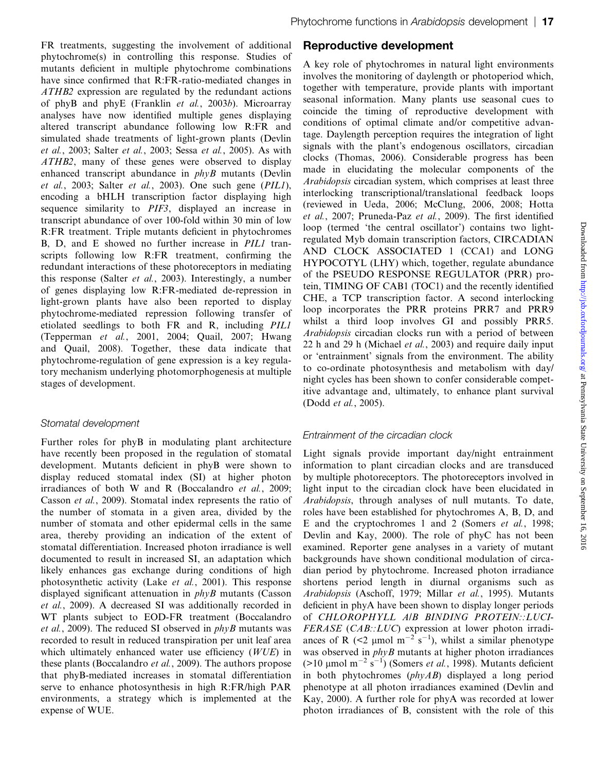FR treatments, suggesting the involvement of additional phytochrome(s) in controlling this response. Studies of mutants deficient in multiple phytochrome combinations have since confirmed that R:FR-ratio-mediated changes in *ATHB2* expression are regulated by the redundant actions of phyB and phyE (Franklin *et al.*, 2003*b*). Microarray analyses have now identified multiple genes displaying altered transcript abundance following low R:FR and simulated shade treatments of light-grown plants (Devlin *et al.*, 2003; Salter *et al.*, 2003; Sessa *et al.*, 2005). As with *ATHB2*, many of these genes were observed to display enhanced transcript abundance in *phyB* mutants (Devlin *et al.*, 2003; Salter *et al.*, 2003). One such gene (*PIL1*), encoding a bHLH transcription factor displaying high sequence similarity to *PIF3*, displayed an increase in transcript abundance of over 100-fold within 30 min of low R:FR treatment. Triple mutants deficient in phytochromes B, D, and E showed no further increase in *PIL1* transcripts following low R:FR treatment, confirming the redundant interactions of these photoreceptors in mediating this response (Salter *et al.*, 2003). Interestingly, a number of genes displaying low R:FR-mediated de-repression in light-grown plants have also been reported to display phytochrome-mediated repression following transfer of etiolated seedlings to both FR and R, including *PIL1* (Tepperman *et al.*, 2001, 2004; Quail, 2007; Hwang and Quail, 2008). Together, these data indicate that phytochrome-regulation of gene expression is a key regulatory mechanism underlying photomorphogenesis at multiple stages of development.

### *Stomatal development*

Further roles for phyB in modulating plant architecture have recently been proposed in the regulation of stomatal development. Mutants deficient in phyB were shown to display reduced stomatal index (SI) at higher photon irradiances of both W and R (Boccalandro *et al.*, 2009; Casson *et al.*, 2009). Stomatal index represents the ratio of the number of stomata in a given area, divided by the number of stomata and other epidermal cells in the same area, thereby providing an indication of the extent of stomatal differentiation. Increased photon irradiance is well documented to result in increased SI, an adaptation which likely enhances gas exchange during conditions of high photosynthetic activity (Lake *et al.*, 2001). This response displayed significant attenuation in *phyB* mutants (Casson *et al.*, 2009). A decreased SI was additionally recorded in WT plants subject to EOD-FR treatment (Boccalandro *et al.*, 2009). The reduced SI observed in *phyB* mutants was recorded to result in reduced transpiration per unit leaf area which ultimately enhanced water use efficiency (*WUE*) in these plants (Boccalandro *et al.*, 2009). The authors propose that phyB-mediated increases in stomatal differentiation serve to enhance photosynthesis in high R:FR/high PAR environments, a strategy which is implemented at the expense of WUE.

## Reproductive development

A key role of phytochromes in natural light environments involves the monitoring of daylength or photoperiod which, together with temperature, provide plants with important seasonal information. Many plants use seasonal cues to coincide the timing of reproductive development with conditions of optimal climate and/or competitive advantage. Daylength perception requires the integration of light signals with the plant's endogenous oscillators, circadian clocks (Thomas, 2006). Considerable progress has been made in elucidating the molecular components of the *Arabidopsis* circadian system, which comprises at least three interlocking transcriptional/translational feedback loops (reviewed in Ueda, 2006; McClung, 2006, 2008; Hotta *et al.*, 2007; Pruneda-Paz *et al.*, 2009). The first identified loop (termed 'the central oscillator') contains two light-regulated Myb domain transcription factors, CIRCADIAN AND CLOCK ASSOCIATED 1 (CCA1) and LONG HYPOCOTYL (LHY) which, together, regulate abundance of the PSEUDO RESPONSE REGULATOR (PRR) protein, TIMING OF CAB1 (TOC1) and the recently identified CHE, a TCP transcription factor. A second interlocking loop incorporates the PRR proteins PRR7 and PRR9 whilst a third loop involves GI and possibly PRR5. *Arabidopsis* circadian clocks run with a period of between 22 h and 29 h (Michael *et al.*, 2003) and require daily input or 'entrainment' signals from the environment. The ability to co-ordinate photosynthesis and metabolism with day/night cycles has been shown to confer considerable competitive advantage and, ultimately, to enhance plant survival (Dodd *et al.*, 2005).

### *Entrainment of the circadian clock*

Light signals provide important day/night entrainment information to plant circadian clocks and are transduced by multiple photoreceptors. The photoreceptors involved in light input to the circadian clock have been elucidated in *Arabidopsis*, through analyses of null mutants. To date, roles have been established for phytochromes A, B, D, and E and the cryptochromes 1 and 2 (Somers *et al.*, 1998; Devlin and Kay, 2000). The role of phyC has not been examined. Reporter gene analyses in a variety of mutant backgrounds have shown conditional modulation of circadian period by phytochrome. Increased photon irradiance shortens period length in diurnal organisms such as *Arabidopsis* (Aschoff, 1979; Millar *et al.*, 1995). Mutants deficient in phyA have been shown to display longer periods of *CHLOROPHYLL A/B BINDING PROTEIN::LUCIFERASE* (*CAB::LUC*) expression at lower photon irradiances of R (<2 μmol $m^{-2}$ $s^{-1}$), whilst a similar phenotype was observed in *phyB* mutants at higher photon irradiances (>10 μmol $m^{-2}$ $s^{-1}$) (Somers *et al.*, 1998). Mutants deficient in both phytochromes (*phyAB*) displayed a long period phenotype at all photon irradiances examined (Devlin and Kay, 2000). A further role for phyA was recorded at lower photon irradiances of B, consistent with the role of this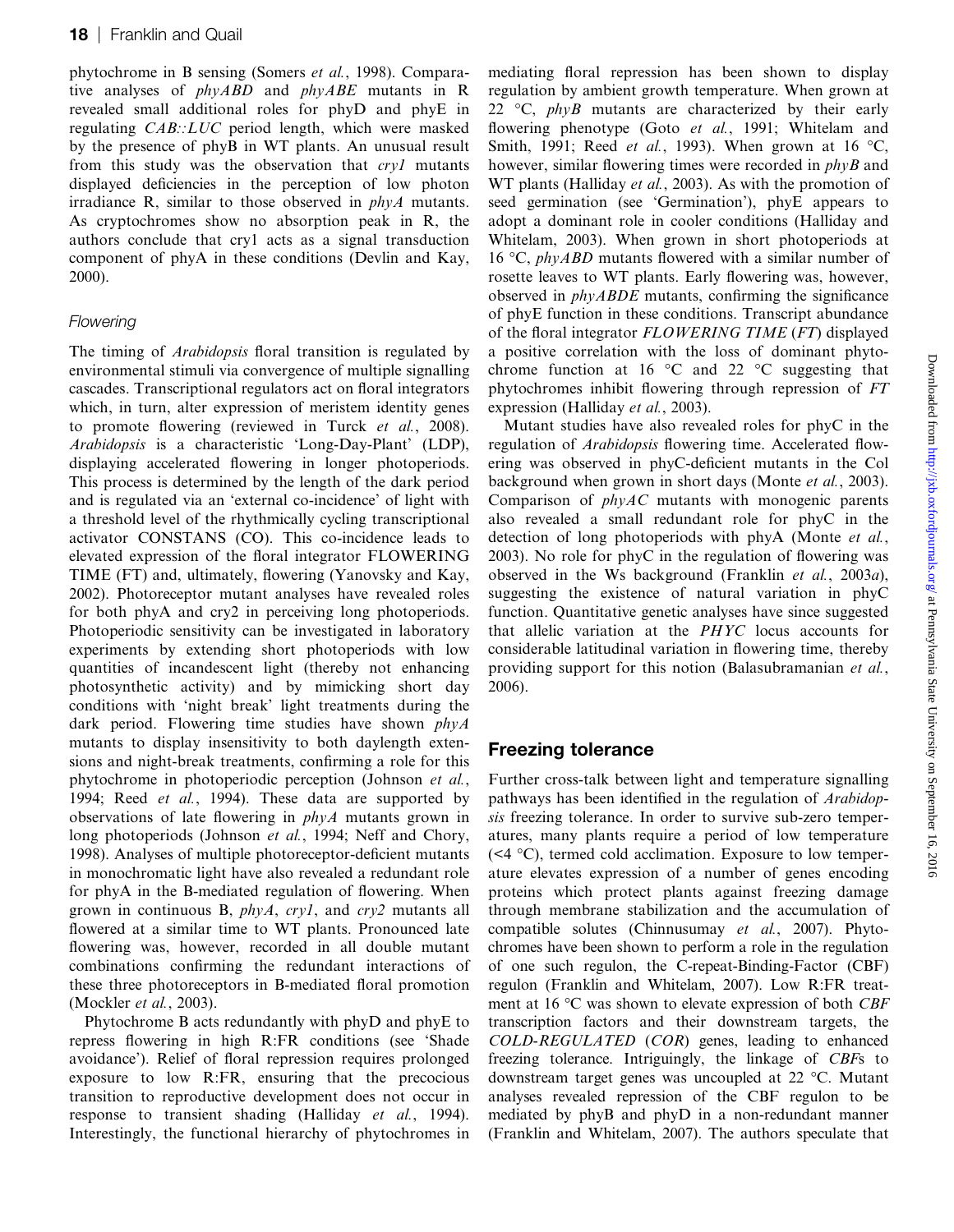phytochrome in B sensing (Somers *et al.*, 1998). Comparative analyses of *phyABD* and *phyABE* mutants in R revealed small additional roles for phyD and phyE in regulating *CAB::LUC* period length, which were masked by the presence of phyB in WT plants. An unusual result from this study was the observation that *cry1* mutants displayed deficiencies in the perception of low photon irradiance R, similar to those observed in *phyA* mutants. As cryptochromes show no absorption peak in R, the authors conclude that cry1 acts as a signal transduction component of phyA in these conditions (Devlin and Kay, 2000).

### Flowering

The timing of *Arabidopsis* floral transition is regulated by environmental stimuli via convergence of multiple signalling cascades. Transcriptional regulators act on floral integrators which, in turn, alter expression of meristem identity genes to promote flowering (reviewed in Turck *et al.*, 2008). *Arabidopsis* is a characteristic 'Long-Day-Plant' (LDP), displaying accelerated flowering in longer photoperiods. This process is determined by the length of the dark period and is regulated via an 'external co-incidence' of light with a threshold level of the rhythmically cycling transcriptional activator CONSTANS (CO). This co-incidence leads to elevated expression of the floral integrator FLOWERING TIME (FT) and, ultimately, flowering (Yanovsky and Kay, 2002). Photoreceptor mutant analyses have revealed roles for both phyA and cry2 in perceiving long photoperiods. Photoperiodic sensitivity can be investigated in laboratory experiments by extending short photoperiods with low quantities of incandescent light (thereby not enhancing photosynthetic activity) and by mimicking short day conditions with 'night break' light treatments during the dark period. Flowering time studies have shown *phyA* mutants to display insensitivity to both daylength extensions and night-break treatments, confirming a role for this phytochrome in photoperiodic perception (Johnson *et al.*, 1994; Reed *et al.*, 1994). These data are supported by observations of late flowering in *phyA* mutants grown in long photoperiods (Johnson *et al.*, 1994; Neff and Chory, 1998). Analyses of multiple photoreceptor-deficient mutants in monochromatic light have also revealed a redundant role for phyA in the B-mediated regulation of flowering. When grown in continuous B, *phyA*, *cry1*, and *cry2* mutants all flowered at a similar time to WT plants. Pronounced late flowering was, however, recorded in all double mutant combinations confirming the redundant interactions of these three photoreceptors in B-mediated floral promotion (Mockler *et al.*, 2003).

Phytochrome B acts redundantly with phyD and phyE to repress flowering in high R:FR conditions (see 'Shade avoidance'). Relief of floral repression requires prolonged exposure to low R:FR, ensuring that the precocious transition to reproductive development does not occur in response to transient shading (Halliday *et al.*, 1994). Interestingly, the functional hierarchy of phytochromes in mediating floral repression has been shown to display regulation by ambient growth temperature. When grown at 22 °C, *phyB* mutants are characterized by their early flowering phenotype (Goto *et al.*, 1991; Whitelam and Smith, 1991; Reed *et al.*, 1993). When grown at 16 °C, however, similar flowering times were recorded in *phyB* and WT plants (Halliday *et al.*, 2003). As with the promotion of seed germination (see 'Germination'), phyE appears to adopt a dominant role in cooler conditions (Halliday and Whitelam, 2003). When grown in short photoperiods at 16 °C, *phyABD* mutants flowered with a similar number of rosette leaves to WT plants. Early flowering was, however, observed in *phyABDE* mutants, confirming the significance of phyE function in these conditions. Transcript abundance of the floral integrator *FLOWERING TIME* (*FT*) displayed a positive correlation with the loss of dominant phytochrome function at 16 °C and 22 °C suggesting that phytochromes inhibit flowering through repression of *FT* expression (Halliday *et al.*, 2003).

Mutant studies have also revealed roles for phyC in the regulation of *Arabidopsis* flowering time. Accelerated flowering was observed in phyC-deficient mutants in the Col background when grown in short days (Monte *et al.*, 2003). Comparison of *phyAC* mutants with monogenic parents also revealed a small redundant role for phyC in the detection of long photoperiods with phyA (Monte *et al.*, 2003). No role for phyC in the regulation of flowering was observed in the Ws background (Franklin *et al.*, 2003*a*), suggesting the existence of natural variation in phyC function. Quantitative genetic analyses have since suggested that allelic variation at the *PHYC* locus accounts for considerable latitudinal variation in flowering time, thereby providing support for this notion (Balasubramanian *et al.*, 2006).

## Freezing tolerance

Further cross-talk between light and temperature signalling pathways has been identified in the regulation of *Arabidopsis* freezing tolerance. In order to survive sub-zero temperatures, many plants require a period of low temperature (<4 °C), termed cold acclimation. Exposure to low temperature elevates expression of a number of genes encoding proteins which protect plants against freezing damage through membrane stabilization and the accumulation of compatible solutes (Chinnusumay *et al.*, 2007). Phytochromes have been shown to perform a role in the regulation of one such regulon, the C-repeat-Binding-Factor (CBF) regulon (Franklin and Whitelam, 2007). Low R:FR treatment at 16 °C was shown to elevate expression of both *CBF* transcription factors and their downstream targets, the *COLD-REGULATED* (*COR*) genes, leading to enhanced freezing tolerance. Intriguingly, the linkage of *CBF*s to downstream target genes was uncoupled at 22 °C. Mutant analyses revealed repression of the CBF regulon to be mediated by phyB and phyD in a non-redundant manner (Franklin and Whitelam, 2007). The authors speculate that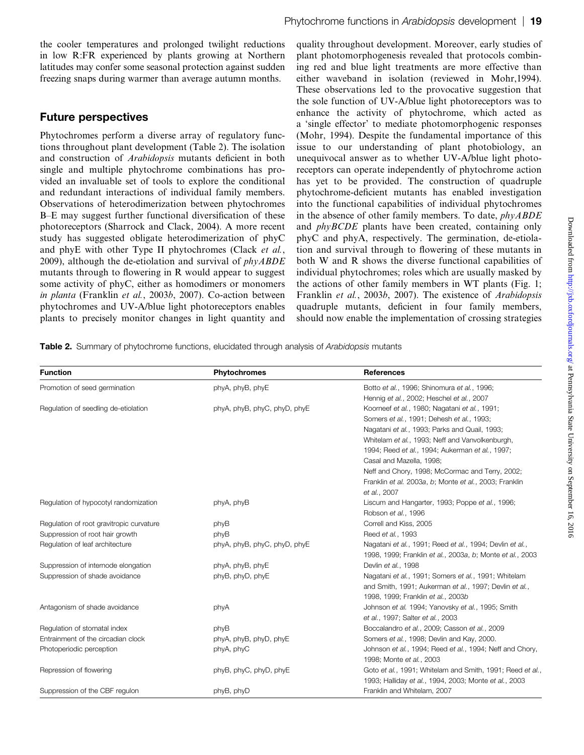the cooler temperatures and prolonged twilight reductions in low R:FR experienced by plants growing at Northern latitudes may confer some seasonal protection against sudden freezing snaps during warmer than average autumn months.

## Future perspectives

Phytochromes perform a diverse array of regulatory functions throughout plant development (Table 2). The isolation and construction of *Arabidopsis* mutants deficient in both single and multiple phytochrome combinations has provided an invaluable set of tools to explore the conditional and redundant interactions of individual family members. Observations of heterodimerization between phytochromes B–E may suggest further functional diversification of these photoreceptors (Sharrock and Clack, 2004). A more recent study has suggested obligate heterodimerization of phyC and phyE with other Type II phytochromes (Clack *et al.*, 2009), although the de-etiolation and survival of *phyABDE* mutants through to flowering in R would appear to suggest some activity of phyC, either as homodimers or monomers *in planta* (Franklin *et al.*, 2003*b*, 2007). Co-action between phytochromes and UV-A/blue light photoreceptors enables plants to precisely monitor changes in light quantity and quality throughout development. Moreover, early studies of plant photomorphogenesis revealed that protocols combining red and blue light treatments are more effective than either waveband in isolation (reviewed in Mohr,1994). These observations led to the provocative suggestion that the sole function of UV-A/blue light photoreceptors was to enhance the activity of phytochrome, which acted as a 'single effector' to mediate photomorphogenic responses (Mohr, 1994). Despite the fundamental importance of this issue to our understanding of plant photobiology, an unequivocal answer as to whether UV-A/blue light photoreceptors can operate independently of phytochrome action has yet to be provided. The construction of quadruple phytochrome-deficient mutants has enabled investigation into the functional capabilities of individual phytochromes in the absence of other family members. To date, *phyABDE* and *phyBCDE* plants have been created, containing only phyC and phyA, respectively. The germination, de-etiolation and survival through to flowering of these mutants in both W and R shows the diverse functional capabilities of individual phytochromes; roles which are usually masked by the actions of other family members in WT plants (Fig. 1; Franklin *et al.*, 2003*b*, 2007). The existence of *Arabidopsis* quadruple mutants, deficient in four family members, should now enable the implementation of crossing strategies

**Table 2.** Summary of phytochrome functions, elucidated through analysis of *Arabidopsis* mutants

| Function | Phytochromes | References |
|---|---|---|
| Promotion of seed germination | phyA, phyB, phyE | Botto *et al.*, 1996; Shinomura *et al.*, 1996; Hennig *et al.*, 2002; Heschel *et al.*, 2007 |
| Regulation of seedling de-etiolation | phyA, phyB, phyC, phyD, phyE | Koorneef *et al.*, 1980; Nagatani *et al.*, 1991; Somers *et al.*, 1991; Dehesh *et al.*, 1993; Nagatani *et al.*, 1993; Parks and Quail, 1993; Whitelam *et al.*, 1993; Neff and Vanvolkenburgh, 1994; Reed *et al.*, 1994; Aukerman *et al.*, 1997; Casal and Mazella, 1998; Neff and Chory, 1998; McCormac and Terry, 2002; Franklin *et al.* 2003*a*, *b*; Monte *et al.*, 2003; Franklin *et al.*, 2007 |
| Regulation of hypocotyl randomization | phyA, phyB | Liscum and Hangarter, 1993; Poppe *et al.*, 1996; Robson *et al.*, 1996 |
| Regulation of root gravitropic curvature | phyB | Correll and Kiss, 2005 |
| Suppression of root hair growth | phyB | Reed *et al.*, 1993 |
| Regulation of leaf architecture | phyA, phyB, phyC, phyD, phyE | Nagatani *et al.*, 1991; Reed *et al.*, 1994; Devlin *et al.*, 1998, 1999; Franklin *et al.*, 2003*a*, *b*; Monte *et al.*, 2003 |
| Suppression of internode elongation | phyA, phyB, phyE | Devlin *et al.*, 1998 |
| Suppression of shade avoidance | phyB, phyD, phyE | Nagatani *et al.*, 1991; Somers *et al.*, 1991; Whitelam and Smith, 1991; Aukerman *et al.*, 1997; Devlin *et al.*, 1998, 1999; Franklin *et al.*, 2003*b* |
| Antagonism of shade avoidance | phyA | Johnson *et al.* 1994; Yanovsky *et al.*, 1995; Smith *et al.*, 1997; Salter *et al.*, 2003 |
| Regulation of stomatal index | phyB | Boccalandro *et al.*, 2009; Casson *et al.*, 2009 |
| Entrainment of the circadian clock | phyA, phyB, phyD, phyE | Somers *et al.*, 1998; Devlin and Kay, 2000. |
| Photoperiodic perception | phyA, phyC | Johnson *et al.*, 1994; Reed *et al.*, 1994; Neff and Chory, 1998; Monte *et al.*, 2003 |
| Repression of flowering | phyB, phyC, phyD, phyE | Goto *et al.*, 1991; Whitelam and Smith, 1991; Reed *et al.*, 1993; Halliday *et al.*, 1994, 2003; Monte *et al.*, 2003 |
| Suppression of the CBF regulon | phyB, phyD | Franklin and Whitelam, 2007 |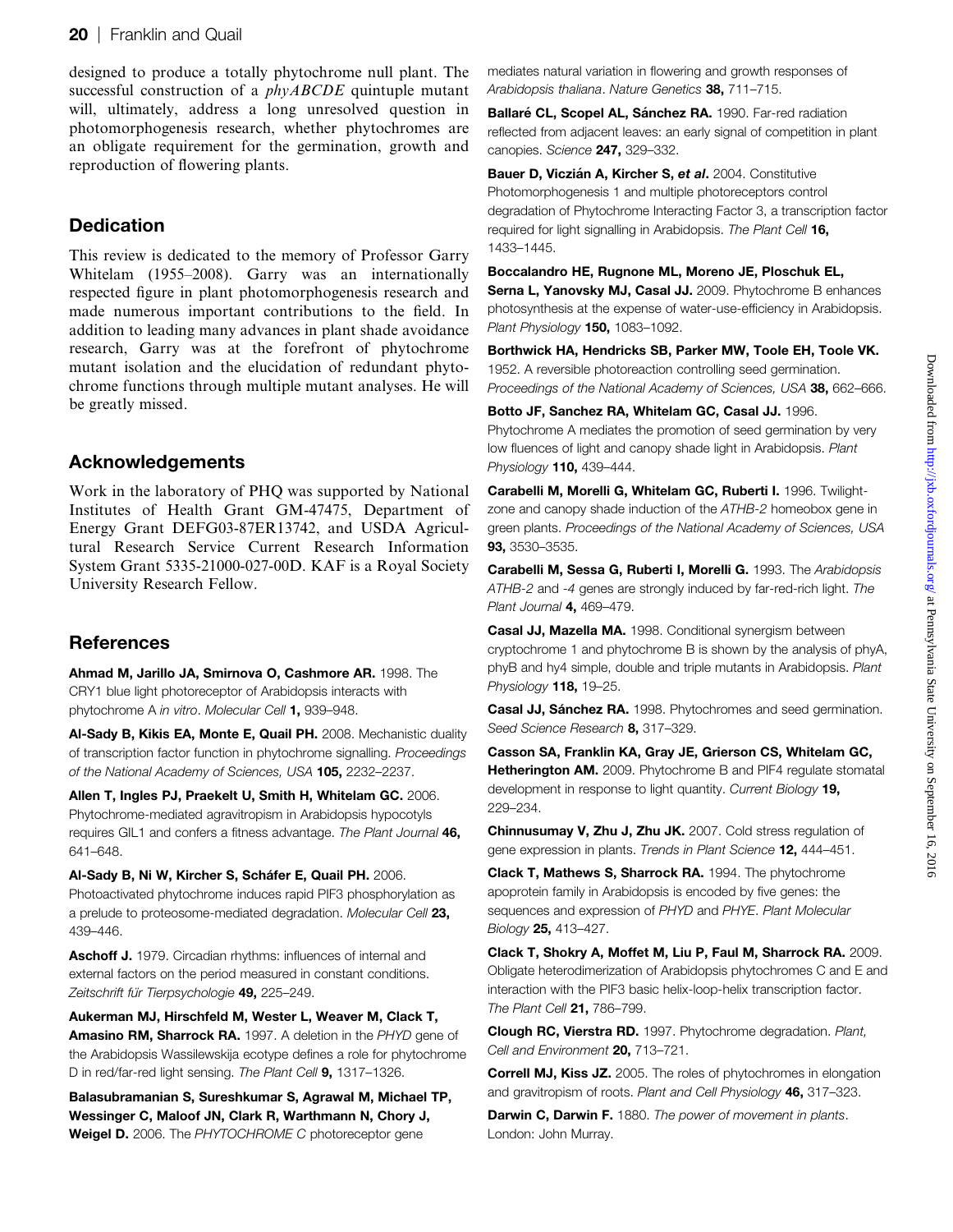designed to produce a totally phytochrome null plant. The successful construction of a *phyABCDE* quintuple mutant will, ultimately, address a long unresolved question in photomorphogenesis research, whether phytochromes are an obligate requirement for the germination, growth and reproduction of flowering plants.

## Dedication

This review is dedicated to the memory of Professor Garry Whitelam (1955–2008). Garry was an internationally respected figure in plant photomorphogenesis research and made numerous important contributions to the field. In addition to leading many advances in plant shade avoidance research, Garry was at the forefront of phytochrome mutant isolation and the elucidation of redundant phytochrome functions through multiple mutant analyses. He will be greatly missed.

## Acknowledgements

Work in the laboratory of PHQ was supported by National Institutes of Health Grant GM-47475, Department of Energy Grant DEFG03-87ER13742, and USDA Agricultural Research Service Current Research Information System Grant 5335-21000-027-00D. KAF is a Royal Society University Research Fellow.

## References

**Ahmad M, Jarillo JA, Smirnova O, Cashmore AR.** 1998. The CRY1 blue light photoreceptor of Arabidopsis interacts with phytochrome A *in vitro*. *Molecular Cell* **1,** 939–948.

**Al-Sady B, Kikis EA, Monte E, Quail PH.** 2008. Mechanistic duality of transcription factor function in phytochrome signalling. *Proceedings of the National Academy of Sciences, USA* **105,** 2232–2237.

**Allen T, Ingles PJ, Praekelt U, Smith H, Whitelam GC.** 2006. Phytochrome-mediated agravitropism in Arabidopsis hypocotyls requires GIL1 and confers a fitness advantage. *The Plant Journal* **46,** 641–648.

**Al-Sady B, Ni W, Kircher S, Schäfer E, Quail PH.** 2006. Photoactivated phytochrome induces rapid PIF3 phosphorylation as a prelude to proteosome-mediated degradation. *Molecular Cell* **23,** 439–446.

**Aschoff J.** 1979. Circadian rhythms: influences of internal and external factors on the period measured in constant conditions. *Zeitschrift für Tierpsychologie* **49,** 225–249.

**Aukerman MJ, Hirschfeld M, Wester L, Weaver M, Clack T, Amasino RM, Sharrock RA.** 1997. A deletion in the *PHYD* gene of the Arabidopsis Wassilewskija ecotype defines a role for phytochrome D in red/far-red light sensing. *The Plant Cell* **9,** 1317–1326.

**Balasubramanian S, Sureshkumar S, Agrawal M, Michael TP, Wessinger C, Maloof JN, Clark R, Warthmann N, Chory J, Weigel D.** 2006. The *PHYTOCHROME C* photoreceptor gene mediates natural variation in flowering and growth responses of *Arabidopsis thaliana*. *Nature Genetics* **38,** 711–715.

**Ballaré CL, Scopel AL, Sánchez RA.** 1990. Far-red radiation reflected from adjacent leaves: an early signal of competition in plant canopies. *Science* **247,** 329–332.

**Bauer D, Viczián A, Kircher S, *et al*.** 2004. Constitutive Photomorphogenesis 1 and multiple photoreceptors control degradation of Phytochrome Interacting Factor 3, a transcription factor required for light signalling in Arabidopsis. *The Plant Cell* **16,** 1433–1445.

**Boccalandro HE, Rugnone ML, Moreno JE, Ploschuk EL, Serna L, Yanovsky MJ, Casal JJ.** 2009. Phytochrome B enhances photosynthesis at the expense of water-use-efficiency in Arabidopsis. *Plant Physiology* **150,** 1083–1092.

**Borthwick HA, Hendricks SB, Parker MW, Toole EH, Toole VK.** 1952. A reversible photoreaction controlling seed germination. *Proceedings of the National Academy of Sciences, USA* **38,** 662–666.

**Botto JF, Sanchez RA, Whitelam GC, Casal JJ.** 1996. Phytochrome A mediates the promotion of seed germination by very low fluences of light and canopy shade light in Arabidopsis. *Plant Physiology* **110,** 439–444.

**Carabelli M, Morelli G, Whitelam GC, Ruberti I.** 1996. Twilight-zone and canopy shade induction of the *ATHB-2* homeobox gene in green plants. *Proceedings of the National Academy of Sciences, USA* **93,** 3530–3535.

**Carabelli M, Sessa G, Ruberti I, Morelli G.** 1993. The *Arabidopsis ATHB-2* and *-4* genes are strongly induced by far-red-rich light. *The Plant Journal* **4,** 469–479.

**Casal JJ, Mazella MA.** 1998. Conditional synergism between cryptochrome 1 and phytochrome B is shown by the analysis of phyA, phyB and hy4 simple, double and triple mutants in Arabidopsis. *Plant Physiology* **118,** 19–25.

**Casal JJ, Sánchez RA.** 1998. Phytochromes and seed germination. *Seed Science Research* **8,** 317–329.

**Casson SA, Franklin KA, Gray JE, Grierson CS, Whitelam GC, Hetherington AM.** 2009. Phytochrome B and PIF4 regulate stomatal development in response to light quantity. *Current Biology* **19,** 229–234.

**Chinnusumay V, Zhu J, Zhu JK.** 2007. Cold stress regulation of gene expression in plants. *Trends in Plant Science* **12,** 444–451.

**Clack T, Mathews S, Sharrock RA.** 1994. The phytochrome apoprotein family in Arabidopsis is encoded by five genes: the sequences and expression of *PHYD* and *PHYE*. *Plant Molecular Biology* **25,** 413–427.

**Clack T, Shokry A, Moffet M, Liu P, Faul M, Sharrock RA.** 2009. Obligate heterodimerization of Arabidopsis phytochromes C and E and interaction with the PIF3 basic helix-loop-helix transcription factor. *The Plant Cell* **21,** 786–799.

**Clough RC, Vierstra RD.** 1997. Phytochrome degradation. *Plant, Cell and Environment* **20,** 713–721.

**Correll MJ, Kiss JZ.** 2005. The roles of phytochromes in elongation and gravitropism of roots. *Plant and Cell Physiology* **46,** 317–323.

**Darwin C, Darwin F.** 1880. *The power of movement in plants*. London: John Murray.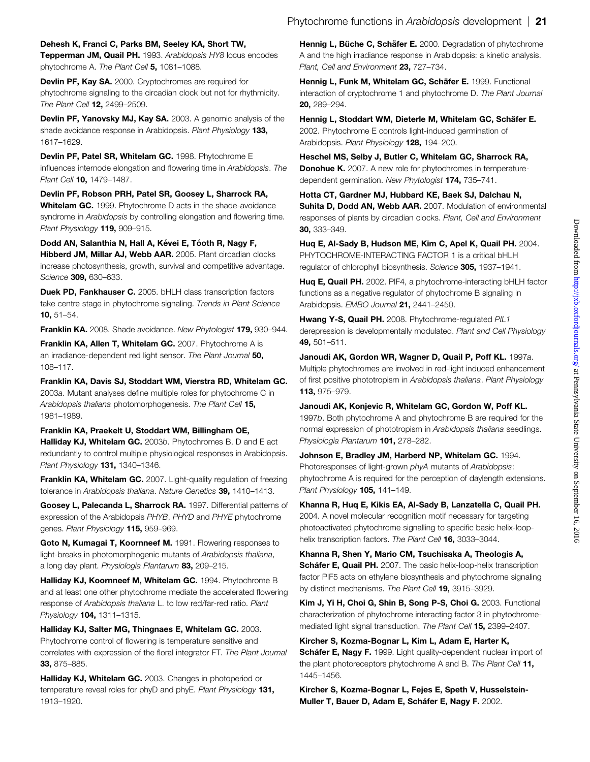**Dehesh K, Franci C, Parks BM, Seeley KA, Short TW, Tepperman JM, Quail PH.** 1993. *Arabidopsis HY8* locus encodes phytochrome A. *The Plant Cell* **5,** 1081–1088.

**Devlin PF, Kay SA.** 2000. Cryptochromes are required for phytochrome signaling to the circadian clock but not for rhythmicity. *The Plant Cell* **12,** 2499–2509.

**Devlin PF, Yanovsky MJ, Kay SA.** 2003. A genomic analysis of the shade avoidance response in Arabidopsis. *Plant Physiology* **133,** 1617–1629.

**Devlin PF, Patel SR, Whitelam GC.** 1998. Phytochrome E influences internode elongation and flowering time in *Arabidopsis*. *The Plant Cell* **10,** 1479–1487.

**Devlin PF, Robson PRH, Patel SR, Goosey L, Sharrock RA, Whitelam GC.** 1999. Phytochrome D acts in the shade-avoidance syndrome in *Arabidopsis* by controlling elongation and flowering time. *Plant Physiology* **119,** 909–915.

**Dodd AN, Salanthia N, Hall A, Kévei E, Tóoth R, Nagy F, Hibberd JM, Millar AJ, Webb AAR.** 2005. Plant circadian clocks increase photosynthesis, growth, survival and competitive advantage. *Science* **309,** 630–633.

**Duek PD, Fankhauser C.** 2005. bHLH class transcription factors take centre stage in phytochrome signaling. *Trends in Plant Science* **10,** 51–54.

**Franklin KA.** 2008. Shade avoidance. *New Phytologist* **179,** 930–944.

**Franklin KA, Allen T, Whitelam GC.** 2007. Phytochrome A is an irradiance-dependent red light sensor. *The Plant Journal* **50,** 108–117.

**Franklin KA, Davis SJ, Stoddart WM, Vierstra RD, Whitelam GC.** 2003*a*. Mutant analyses define multiple roles for phytochrome C in *Arabidopsis thaliana* photomorphogenesis. *The Plant Cell* **15,** 1981–1989.

**Franklin KA, Praekelt U, Stoddart WM, Billingham OE, Halliday KJ, Whitelam GC.** 2003*b*. Phytochromes B, D and E act redundantly to control multiple physiological responses in Arabidopsis. *Plant Physiology* **131,** 1340–1346.

**Franklin KA, Whitelam GC.** 2007. Light-quality regulation of freezing tolerance in *Arabidopsis thaliana*. *Nature Genetics* **39,** 1410–1413.

**Goosey L, Palecanda L, Sharrock RA.** 1997. Differential patterns of expression of the Arabidopsis *PHYB*, *PHYD* and *PHYE* phytochrome genes. *Plant Physiology* **115,** 959–969.

**Goto N, Kumagai T, Koornneef M.** 1991. Flowering responses to light-breaks in photomorphogenic mutants of *Arabidopsis thaliana*, a long day plant. *Physiologia Plantarum* **83,** 209–215.

**Halliday KJ, Koornneef M, Whitelam GC.** 1994. Phytochrome B and at least one other phytochrome mediate the accelerated flowering response of *Arabidopsis thaliana* L. to low red/far-red ratio. *Plant Physiology* **104,** 1311–1315.

**Halliday KJ, Salter MG, Thingnaes E, Whitelam GC.** 2003. Phytochrome control of flowering is temperature sensitive and correlates with expression of the floral integrator FT. *The Plant Journal* **33,** 875–885.

**Halliday KJ, Whitelam GC.** 2003. Changes in photoperiod or temperature reveal roles for phyD and phyE. *Plant Physiology* **131,** 1913–1920.

**Hennig L, Büche C, Schäfer E.** 2000. Degradation of phytochrome A and the high irradiance response in Arabidopsis: a kinetic analysis. *Plant, Cell and Environment* **23,** 727–734.

**Hennig L, Funk M, Whitelam GC, Schäfer E.** 1999. Functional interaction of cryptochrome 1 and phytochrome D. *The Plant Journal* **20,** 289–294.

**Hennig L, Stoddart WM, Dieterle M, Whitelam GC, Schäfer E.** 2002. Phytochrome E controls light-induced germination of Arabidopsis. *Plant Physiology* **128,** 194–200.

**Heschel MS, Selby J, Butler C, Whitelam GC, Sharrock RA, Donohue K.** 2007. A new role for phytochromes in temperature-dependent germination. *New Phytologist* **174,** 735–741.

**Hotta CT, Gardner MJ, Hubbard KE, Baek SJ, Dalchau N, Suhita D, Dodd AN, Webb AAR.** 2007. Modulation of environmental responses of plants by circadian clocks. *Plant, Cell and Environment* **30,** 333–349.

**Huq E, Al-Sady B, Hudson ME, Kim C, Apel K, Quail PH.** 2004. PHYTOCHROME-INTERACTING FACTOR 1 is a critical bHLH regulator of chlorophyll biosynthesis. *Science* **305,** 1937–1941.

**Huq E, Quail PH.** 2002. PIF4, a phytochrome-interacting bHLH factor functions as a negative regulator of phytochrome B signaling in Arabidopsis. *EMBO Journal* **21,** 2441–2450.

**Hwang Y-S, Quail PH.** 2008. Phytochrome-regulated *PIL1* derepression is developmentally modulated. *Plant and Cell Physiology* **49,** 501–511.

**Janoudi AK, Gordon WR, Wagner D, Quail P, Poff KL.** 1997*a*. Multiple phytochromes are involved in red-light induced enhancement of first positive phototropism in *Arabidopsis thaliana*. *Plant Physiology* **113,** 975–979.

**Janoudi AK, Konjevic R, Whitelam GC, Gordon W, Poff KL.** 1997*b*. Both phytochrome A and phytochrome B are required for the normal expression of phototropism in *Arabidopsis thaliana* seedlings. *Physiologia Plantarum* **101,** 278–282.

**Johnson E, Bradley JM, Harberd NP, Whitelam GC.** 1994. Photoresponses of light-grown *phyA* mutants of *Arabidopsis*: phytochrome A is required for the perception of daylength extensions. *Plant Physiology* **105,** 141–149.

**Khanna R, Huq E, Kikis EA, Al-Sady B, Lanzatella C, Quail PH.** 2004. A novel molecular recognition motif necessary for targeting photoactivated phytochrome signalling to specific basic helix-loop-helix transcription factors. *The Plant Cell* **16,** 3033–3044.

**Khanna R, Shen Y, Mario CM, Tsuchisaka A, Theologis A, Schäfer E, Quail PH.** 2007. The basic helix-loop-helix transcription factor PIF5 acts on ethylene biosynthesis and phytochrome signaling by distinct mechanisms. *The Plant Cell* **19,** 3915–3929.

**Kim J, Yi H, Choi G, Shin B, Song P-S, Choi G.** 2003. Functional characterization of phytochrome interacting factor 3 in phytochrome-mediated light signal transduction. *The Plant Cell* **15,** 2399–2407.

**Kircher S, Kozma-Bognar L, Kim L, Adam E, Harter K, Schäfer E, Nagy F.** 1999. Light quality-dependent nuclear import of the plant photoreceptors phytochrome A and B. *The Plant Cell* **11,** 1445–1456.

**Kircher S, Kozma-Bognar L, Fejes E, Speth V, Husselstein-Muller T, Bauer D, Adam E, Schäfer E, Nagy F.** 2002.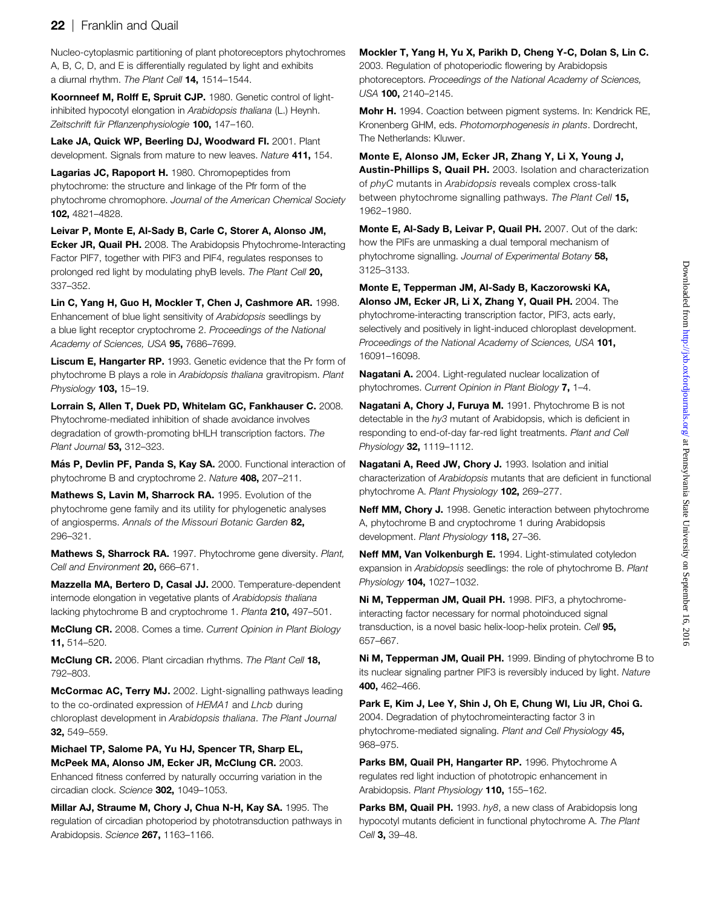Nucleo-cytoplasmic partitioning of plant photoreceptors phytochromes A, B, C, D, and E is differentially regulated by light and exhibits a diurnal rhythm. *The Plant Cell* **14,** 1514–1544.

**Koornneef M, Rolff E, Spruit CJP.** 1980. Genetic control of light-inhibited hypocotyl elongation in *Arabidopsis thaliana* (L.) Heynh. *Zeitschrift für Pflanzenphysiologie* **100,** 147–160.

**Lake JA, Quick WP, Beerling DJ, Woodward FI.** 2001. Plant development. Signals from mature to new leaves. *Nature* **411,** 154.

**Lagarias JC, Rapoport H.** 1980. Chromopeptides from phytochrome: the structure and linkage of the Pfr form of the phytochrome chromophore. *Journal of the American Chemical Society* **102,** 4821–4828.

**Leivar P, Monte E, Al-Sady B, Carle C, Storer A, Alonso JM, Ecker JR, Quail PH.** 2008. The Arabidopsis Phytochrome-Interacting Factor PIF7, together with PIF3 and PIF4, regulates responses to prolonged red light by modulating phyB levels. *The Plant Cell* **20,** 337–352.

**Lin C, Yang H, Guo H, Mockler T, Chen J, Cashmore AR.** 1998. Enhancement of blue light sensitivity of *Arabidopsis* seedlings by a blue light receptor cryptochrome 2. *Proceedings of the National Academy of Sciences, USA* **95,** 7686–7699.

**Liscum E, Hangarter RP.** 1993. Genetic evidence that the Pr form of phytochrome B plays a role in *Arabidopsis thaliana* gravitropism. *Plant Physiology* **103,** 15–19.

**Lorrain S, Allen T, Duek PD, Whitelam GC, Fankhauser C.** 2008. Phytochrome-mediated inhibition of shade avoidance involves degradation of growth-promoting bHLH transcription factors. *The Plant Journal* **53,** 312–323.

**Más P, Devlin PF, Panda S, Kay SA.** 2000. Functional interaction of phytochrome B and cryptochrome 2. *Nature* **408,** 207–211.

**Mathews S, Lavin M, Sharrock RA.** 1995. Evolution of the phytochrome gene family and its utility for phylogenetic analyses of angiosperms. *Annals of the Missouri Botanic Garden* **82,** 296–321.

**Mathews S, Sharrock RA.** 1997. Phytochrome gene diversity. *Plant, Cell and Environment* **20,** 666–671.

**Mazzella MA, Bertero D, Casal JJ.** 2000. Temperature-dependent internode elongation in vegetative plants of *Arabidopsis thaliana* lacking phytochrome B and cryptochrome 1. *Planta* **210,** 497–501.

**McClung CR.** 2008. Comes a time. *Current Opinion in Plant Biology* **11,** 514–520.

**McClung CR.** 2006. Plant circadian rhythms. *The Plant Cell* **18,** 792–803.

**McCormac AC, Terry MJ.** 2002. Light-signalling pathways leading to the co-ordinated expression of *HEMA1* and *Lhcb* during chloroplast development in *Arabidopsis thaliana*. *The Plant Journal* **32,** 549–559.

**Michael TP, Salome PA, Yu HJ, Spencer TR, Sharp EL, McPeek MA, Alonso JM, Ecker JR, McClung CR.** 2003. Enhanced fitness conferred by naturally occurring variation in the circadian clock. *Science* **302,** 1049–1053.

**Millar AJ, Straume M, Chory J, Chua N-H, Kay SA.** 1995. The regulation of circadian photoperiod by phototransduction pathways in Arabidopsis. *Science* **267,** 1163–1166.

**Mockler T, Yang H, Yu X, Parikh D, Cheng Y-C, Dolan S, Lin C.** 2003. Regulation of photoperiodic flowering by Arabidopsis photoreceptors. *Proceedings of the National Academy of Sciences, USA* **100,** 2140–2145.

**Mohr H.** 1994. Coaction between pigment systems. In: Kendrick RE, Kronenberg GHM, eds. *Photomorphogenesis in plants*. Dordrecht, The Netherlands: Kluwer.

**Monte E, Alonso JM, Ecker JR, Zhang Y, Li X, Young J, Austin-Phillips S, Quail PH.** 2003. Isolation and characterization of *phyC* mutants in *Arabidopsis* reveals complex cross-talk between phytochrome signalling pathways. *The Plant Cell* **15,** 1962–1980.

**Monte E, Al-Sady B, Leivar P, Quail PH.** 2007. Out of the dark: how the PIFs are unmasking a dual temporal mechanism of phytochrome signalling. *Journal of Experimental Botany* **58,** 3125–3133.

**Monte E, Tepperman JM, Al-Sady B, Kaczorowski KA, Alonso JM, Ecker JR, Li X, Zhang Y, Quail PH.** 2004. The phytochrome-interacting transcription factor, PIF3, acts early, selectively and positively in light-induced chloroplast development. *Proceedings of the National Academy of Sciences, USA* **101,** 16091–16098.

**Nagatani A.** 2004. Light-regulated nuclear localization of phytochromes. *Current Opinion in Plant Biology* **7,** 1–4.

**Nagatani A, Chory J, Furuya M.** 1991. Phytochrome B is not detectable in the *hy3* mutant of Arabidopsis, which is deficient in responding to end-of-day far-red light treatments. *Plant and Cell Physiology* **32,** 1119–1112.

**Nagatani A, Reed JW, Chory J.** 1993. Isolation and initial characterization of *Arabidopsis* mutants that are deficient in functional phytochrome A. *Plant Physiology* **102,** 269–277.

**Neff MM, Chory J.** 1998. Genetic interaction between phytochrome A, phytochrome B and cryptochrome 1 during Arabidopsis development. *Plant Physiology* **118,** 27–36.

**Neff MM, Van Volkenburgh E.** 1994. Light-stimulated cotyledon expansion in *Arabidopsis* seedlings: the role of phytochrome B. *Plant Physiology* **104,** 1027–1032.

**Ni M, Tepperman JM, Quail PH.** 1998. PIF3, a phytochrome-interacting factor necessary for normal photoinduced signal transduction, is a novel basic helix-loop-helix protein. *Cell* **95,** 657–667.

**Ni M, Tepperman JM, Quail PH.** 1999. Binding of phytochrome B to its nuclear signaling partner PIF3 is reversibly induced by light. *Nature* **400,** 462–466.

**Park E, Kim J, Lee Y, Shin J, Oh E, Chung WI, Liu JR, Choi G.** 2004. Degradation of phytochromeinteracting factor 3 in phytochrome-mediated signaling. *Plant and Cell Physiology* **45,** 968–975.

**Parks BM, Quail PH, Hangarter RP.** 1996. Phytochrome A regulates red light induction of phototropic enhancement in Arabidopsis. *Plant Physiology* **110,** 155–162.

**Parks BM, Quail PH.** 1993. *hy8*, a new class of Arabidopsis long hypocotyl mutants deficient in functional phytochrome A. *The Plant Cell* **3,** 39–48.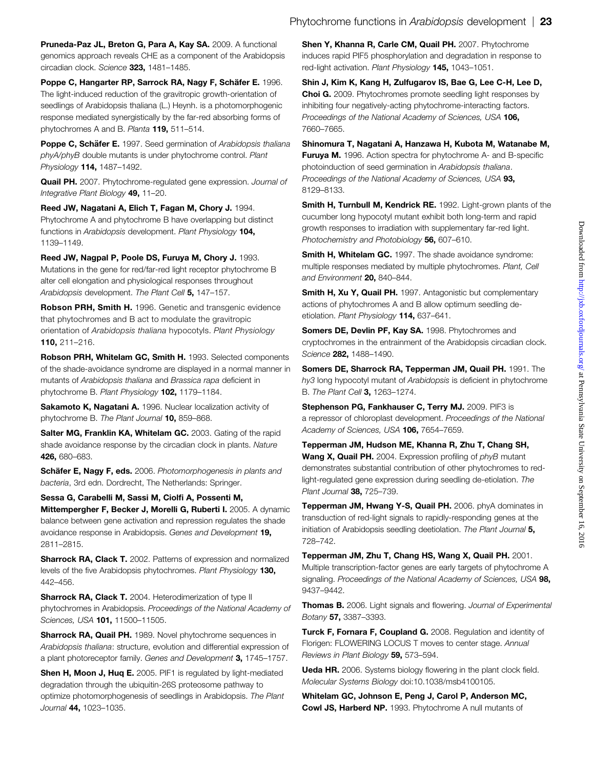**Pruneda-Paz JL, Breton G, Para A, Kay SA.** 2009. A functional genomics approach reveals CHE as a component of the Arabidopsis circadian clock. *Science* **323,** 1481–1485.

**Poppe C, Hangarter RP, Sarrock RA, Nagy F, Schäfer E.** 1996. The light-induced reduction of the gravitropic growth-orientation of seedlings of Arabidopsis thaliana (L.) Heynh. is a photomorphogenic response mediated synergistically by the far-red absorbing forms of phytochromes A and B. *Planta* **119,** 511–514.

**Poppe C, Schäfer E.** 1997. Seed germination of *Arabidopsis thaliana phyA/phyB* double mutants is under phytochrome control. *Plant Physiology* **114,** 1487–1492.

**Quail PH.** 2007. Phytochrome-regulated gene expression. *Journal of Integrative Plant Biology* **49,** 11–20.

**Reed JW, Nagatani A, Elich T, Fagan M, Chory J.** 1994. Phytochrome A and phytochrome B have overlapping but distinct functions in *Arabidopsis* development. *Plant Physiology* **104,** 1139–1149.

**Reed JW, Nagpal P, Poole DS, Furuya M, Chory J.** 1993. Mutations in the gene for red/far-red light receptor phytochrome B alter cell elongation and physiological responses throughout *Arabidopsis* development. *The Plant Cell* **5,** 147–157.

**Robson PRH, Smith H.** 1996. Genetic and transgenic evidence that phytochromes and B act to modulate the gravitropic orientation of *Arabidopsis thaliana* hypocotyls. *Plant Physiology* **110,** 211–216.

**Robson PRH, Whitelam GC, Smith H.** 1993. Selected components of the shade-avoidance syndrome are displayed in a normal manner in mutants of *Arabidopsis thaliana* and *Brassica rapa* deficient in phytochrome B. *Plant Physiology* **102,** 1179–1184.

**Sakamoto K, Nagatani A.** 1996. Nuclear localization activity of phytochrome B. *The Plant Journal* **10,** 859–868.

**Salter MG, Franklin KA, Whitelam GC.** 2003. Gating of the rapid shade avoidance response by the circadian clock in plants. *Nature* **426,** 680–683.

**Schäfer E, Nagy F, eds.** 2006. *Photomorphogenesis in plants and bacteria*, 3rd edn. Dordrecht, The Netherlands: Springer.

**Sessa G, Carabelli M, Sassi M, Ciolfi A, Possenti M, Mittempergher F, Becker J, Morelli G, Ruberti I.** 2005. A dynamic balance between gene activation and repression regulates the shade avoidance response in Arabidopsis. *Genes and Development* **19,** 2811–2815.

**Sharrock RA, Clack T.** 2002. Patterns of expression and normalized levels of the five Arabidopsis phytochromes. *Plant Physiology* **130,** 442–456.

**Sharrock RA, Clack T.** 2004. Heterodimerization of type II phytochromes in Arabidopsis. *Proceedings of the National Academy of Sciences, USA* **101,** 11500–11505.

**Sharrock RA, Quail PH.** 1989. Novel phytochrome sequences in *Arabidopsis thaliana*: structure, evolution and differential expression of a plant photoreceptor family. *Genes and Development* **3,** 1745–1757.

**Shen H, Moon J, Huq E.** 2005. PIF1 is regulated by light-mediated degradation through the ubiquitin-26S proteosome pathway to optimize photomorphogenesis of seedlings in Arabidopsis. *The Plant Journal* **44,** 1023–1035.

**Shen Y, Khanna R, Carle CM, Quail PH.** 2007. Phytochrome induces rapid PIF5 phosphorylation and degradation in response to red-light activation. *Plant Physiology* **145,** 1043–1051.

**Shin J, Kim K, Kang H, Zulfugarov IS, Bae G, Lee C-H, Lee D, Choi G.** 2009. Phytochromes promote seedling light responses by inhibiting four negatively-acting phytochrome-interacting factors. *Proceedings of the National Academy of Sciences, USA* **106,** 7660–7665.

**Shinomura T, Nagatani A, Hanzawa H, Kubota M, Watanabe M, Furuya M.** 1996. Action spectra for phytochrome A- and B-specific photoinduction of seed germination in *Arabidopsis thaliana*. *Proceedings of the National Academy of Sciences, USA* **93,** 8129–8133.

**Smith H, Turnbull M, Kendrick RE.** 1992. Light-grown plants of the cucumber long hypocotyl mutant exhibit both long-term and rapid growth responses to irradiation with supplementary far-red light. *Photochemistry and Photobiology* **56,** 607–610.

**Smith H, Whitelam GC.** 1997. The shade avoidance syndrome: multiple responses mediated by multiple phytochromes. *Plant, Cell and Environment* **20,** 840–844.

**Smith H, Xu Y, Quail PH.** 1997. Antagonistic but complementary actions of phytochromes A and B allow optimum seedling de-etiolation. *Plant Physiology* **114,** 637–641.

**Somers DE, Devlin PF, Kay SA.** 1998. Phytochromes and cryptochromes in the entrainment of the Arabidopsis circadian clock. *Science* **282,** 1488–1490.

**Somers DE, Sharrock RA, Tepperman JM, Quail PH.** 1991. The *hy3* long hypocotyl mutant of *Arabidopsis* is deficient in phytochrome B. *The Plant Cell* **3,** 1263–1274.

**Stephenson PG, Fankhauser C, Terry MJ.** 2009. PIF3 is a repressor of chloroplast development. *Proceedings of the National Academy of Sciences, USA* **106,** 7654–7659.

**Tepperman JM, Hudson ME, Khanna R, Zhu T, Chang SH, Wang X, Quail PH.** 2004. Expression profiling of *phyB* mutant demonstrates substantial contribution of other phytochromes to red-light-regulated gene expression during seedling de-etiolation. *The Plant Journal* **38,** 725–739.

**Tepperman JM, Hwang Y-S, Quail PH.** 2006. phyA dominates in transduction of red-light signals to rapidly-responding genes at the initiation of Arabidopsis seedling deetiolation. *The Plant Journal* **5,** 728–742.

**Tepperman JM, Zhu T, Chang HS, Wang X, Quail PH.** 2001. Multiple transcription-factor genes are early targets of phytochrome A signaling. *Proceedings of the National Academy of Sciences, USA* **98,** 9437–9442.

**Thomas B.** 2006. Light signals and flowering. *Journal of Experimental Botany* **57,** 3387–3393.

**Turck F, Fornara F, Coupland G.** 2008. Regulation and identity of Florigen: FLOWERING LOCUS T moves to center stage. *Annual Reviews in Plant Biology* **59,** 573–594.

**Ueda HR.** 2006. Systems biology flowering in the plant clock field. *Molecular Systems Biology* doi:10.1038/msb4100105.

**Whitelam GC, Johnson E, Peng J, Carol P, Anderson MC, Cowl JS, Harberd NP.** 1993. Phytochrome A null mutants of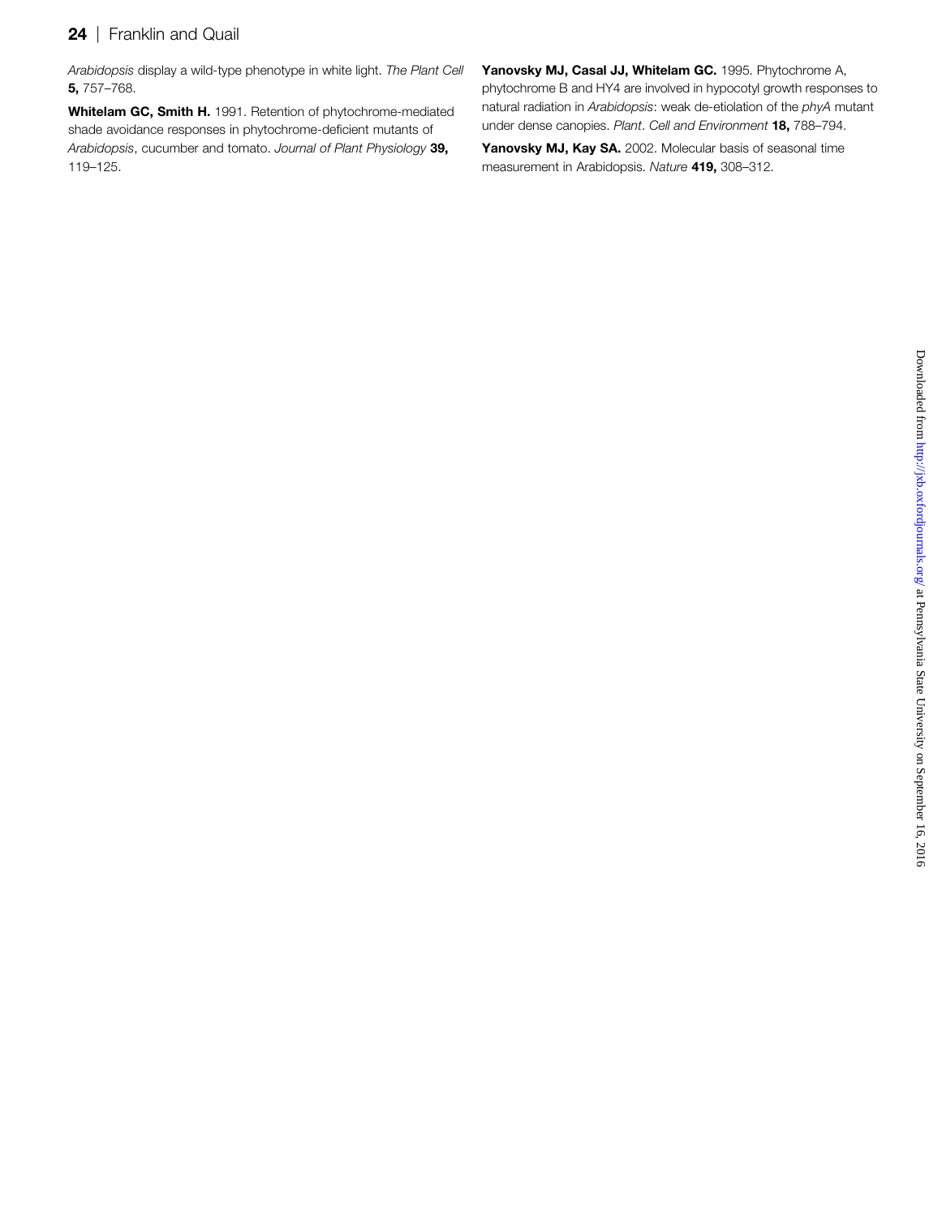*Arabidopsis* display a wild-type phenotype in white light. *The Plant Cell* **5,** 757–768.

**Whitelam GC, Smith H.** 1991. Retention of phytochrome-mediated shade avoidance responses in phytochrome-deficient mutants of *Arabidopsis*, cucumber and tomato. *Journal of Plant Physiology* **39,** 119–125.

**Yanovsky MJ, Casal JJ, Whitelam GC.** 1995. Phytochrome A, phytochrome B and HY4 are involved in hypocotyl growth responses to natural radiation in *Arabidopsis*: weak de-etiolation of the *phyA* mutant under dense canopies. *Plant*. *Cell and Environment* **18,** 788–794.

**Yanovsky MJ, Kay SA.** 2002. Molecular basis of seasonal time measurement in Arabidopsis. *Nature* **419,** 308–312.